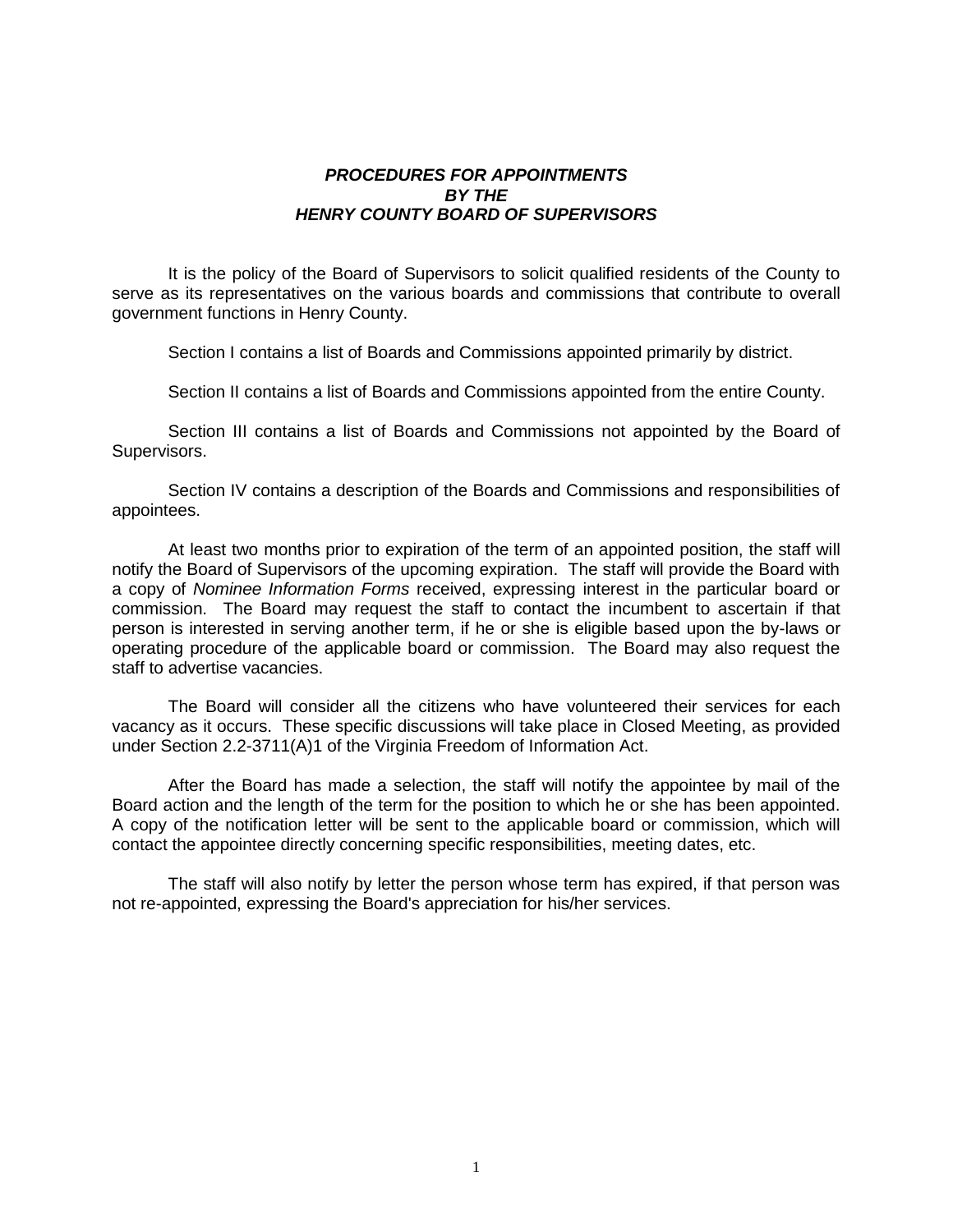# ***PROCEDURES FOR APPOINTMENTS BY THE HENRY COUNTY BOARD OF SUPERVISORS***

It is the policy of the Board of Supervisors to solicit qualified residents of the County to serve as its representatives on the various boards and commissions that contribute to overall government functions in Henry County.

Section I contains a list of Boards and Commissions appointed primarily by district.

Section II contains a list of Boards and Commissions appointed from the entire County.

Section III contains a list of Boards and Commissions not appointed by the Board of Supervisors.

Section IV contains a description of the Boards and Commissions and responsibilities of appointees.

At least two months prior to expiration of the term of an appointed position, the staff will notify the Board of Supervisors of the upcoming expiration. The staff will provide the Board with a copy of *Nominee Information Forms* received, expressing interest in the particular board or commission. The Board may request the staff to contact the incumbent to ascertain if that person is interested in serving another term, if he or she is eligible based upon the by-laws or operating procedure of the applicable board or commission. The Board may also request the staff to advertise vacancies.

The Board will consider all the citizens who have volunteered their services for each vacancy as it occurs. These specific discussions will take place in Closed Meeting, as provided under Section 2.2-3711(A)1 of the Virginia Freedom of Information Act.

After the Board has made a selection, the staff will notify the appointee by mail of the Board action and the length of the term for the position to which he or she has been appointed. A copy of the notification letter will be sent to the applicable board or commission, which will contact the appointee directly concerning specific responsibilities, meeting dates, etc.

The staff will also notify by letter the person whose term has expired, if that person was not re-appointed, expressing the Board's appreciation for his/her services.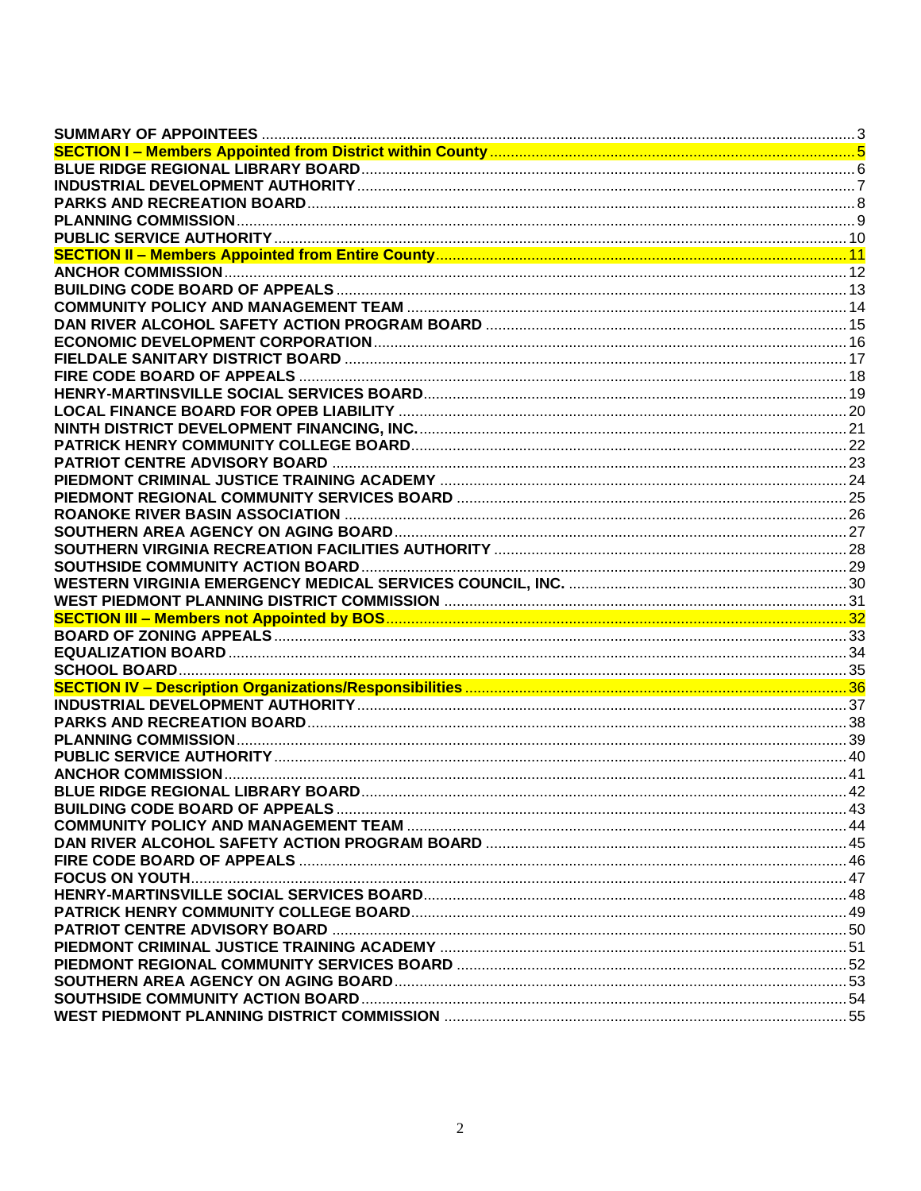**SUMMARY OF APPOINTEES** ........ 3
**SECTION I – Members Appointed from District within County** ........ 5
**BLUE RIDGE REGIONAL LIBRARY BOARD** ........ 6
**INDUSTRIAL DEVELOPMENT AUTHORITY** ........ 7
**PARKS AND RECREATION BOARD** ........ 8
**PLANNING COMMISSION** ........ 9
**PUBLIC SERVICE AUTHORITY** ........ 10
**SECTION II – Members Appointed from Entire County** ........ 11
**ANCHOR COMMISSION** ........ 12
**BUILDING CODE BOARD OF APPEALS** ........ 13
**COMMUNITY POLICY AND MANAGEMENT TEAM** ........ 14
**DAN RIVER ALCOHOL SAFETY ACTION PROGRAM BOARD** ........ 15
**ECONOMIC DEVELOPMENT CORPORATION** ........ 16
**FIELDALE SANITARY DISTRICT BOARD** ........ 17
**FIRE CODE BOARD OF APPEALS** ........ 18
**HENRY-MARTINSVILLE SOCIAL SERVICES BOARD** ........ 19
**LOCAL FINANCE BOARD FOR OPEB LIABILITY** ........ 20
**NINTH DISTRICT DEVELOPMENT FINANCING, INC.** ........ 21
**PATRICK HENRY COMMUNITY COLLEGE BOARD** ........ 22
**PATRIOT CENTRE ADVISORY BOARD** ........ 23
**PIEDMONT CRIMINAL JUSTICE TRAINING ACADEMY** ........ 24
**PIEDMONT REGIONAL COMMUNITY SERVICES BOARD** ........ 25
**ROANOKE RIVER BASIN ASSOCIATION** ........ 26
**SOUTHERN AREA AGENCY ON AGING BOARD** ........ 27
**SOUTHERN VIRGINIA RECREATION FACILITIES AUTHORITY** ........ 28
**SOUTHSIDE COMMUNITY ACTION BOARD** ........ 29
**WESTERN VIRGINIA EMERGENCY MEDICAL SERVICES COUNCIL, INC.** ........ 30
**WEST PIEDMONT PLANNING DISTRICT COMMISSION** ........ 31
**SECTION III – Members not Appointed by BOS** ........ 32
**BOARD OF ZONING APPEALS** ........ 33
**EQUALIZATION BOARD** ........ 34
**SCHOOL BOARD** ........ 35
**SECTION IV – Description Organizations/Responsibilities** ........ 36
**INDUSTRIAL DEVELOPMENT AUTHORITY** ........ 37
**PARKS AND RECREATION BOARD** ........ 38
**PLANNING COMMISSION** ........ 39
**PUBLIC SERVICE AUTHORITY** ........ 40
**ANCHOR COMMISSION** ........ 41
**BLUE RIDGE REGIONAL LIBRARY BOARD** ........ 42
**BUILDING CODE BOARD OF APPEALS** ........ 43
**COMMUNITY POLICY AND MANAGEMENT TEAM** ........ 44
**DAN RIVER ALCOHOL SAFETY ACTION PROGRAM BOARD** ........ 45
**FIRE CODE BOARD OF APPEALS** ........ 46
**FOCUS ON YOUTH** ........ 47
**HENRY-MARTINSVILLE SOCIAL SERVICES BOARD** ........ 48
**PATRICK HENRY COMMUNITY COLLEGE BOARD** ........ 49
**PATRIOT CENTRE ADVISORY BOARD** ........ 50
**PIEDMONT CRIMINAL JUSTICE TRAINING ACADEMY** ........ 51
**PIEDMONT REGIONAL COMMUNITY SERVICES BOARD** ........ 52
**SOUTHERN AREA AGENCY ON AGING BOARD** ........ 53
**SOUTHSIDE COMMUNITY ACTION BOARD** ........ 54
**WEST PIEDMONT PLANNING DISTRICT COMMISSION** ........ 55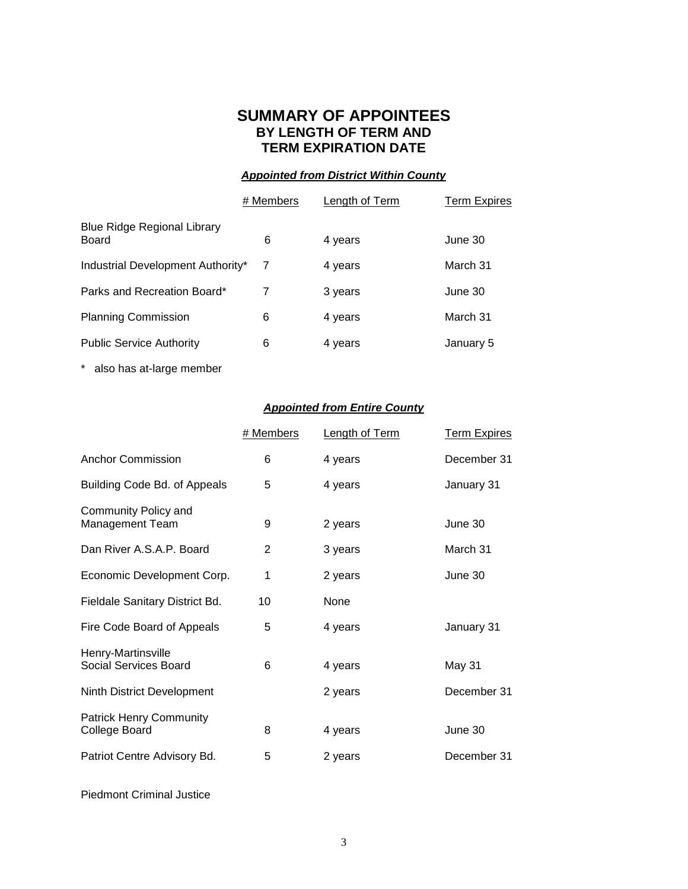# SUMMARY OF APPOINTEES
## BY LENGTH OF TERM AND TERM EXPIRATION DATE

***Appointed from District Within County***

| | # Members | Length of Term | Term Expires |
|---|---|---|---|
| Blue Ridge Regional Library Board | 6 | 4 years | June 30 |
| Industrial Development Authority* | 7 | 4 years | March 31 |
| Parks and Recreation Board* | 7 | 3 years | June 30 |
| Planning Commission | 6 | 4 years | March 31 |
| Public Service Authority | 6 | 4 years | January 5 |

\* also has at-large member

***Appointed from Entire County***

| | # Members | Length of Term | Term Expires |
|---|---|---|---|
| Anchor Commission | 6 | 4 years | December 31 |
| Building Code Bd. of Appeals | 5 | 4 years | January 31 |
| Community Policy and Management Team | 9 | 2 years | June 30 |
| Dan River A.S.A.P. Board | 2 | 3 years | March 31 |
| Economic Development Corp. | 1 | 2 years | June 30 |
| Fieldale Sanitary District Bd. | 10 | None | |
| Fire Code Board of Appeals | 5 | 4 years | January 31 |
| Henry-Martinsville Social Services Board | 6 | 4 years | May 31 |
| Ninth District Development | | 2 years | December 31 |
| Patrick Henry Community College Board | 8 | 4 years | June 30 |
| Patriot Centre Advisory Bd. | 5 | 2 years | December 31 |
| Piedmont Criminal Justice | | | |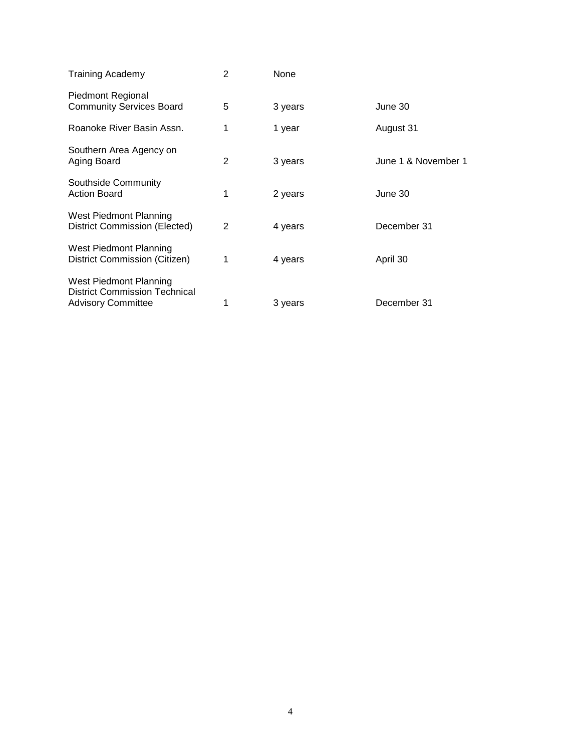| | | | |
|---|---|---|---|
| Training Academy | 2 | None | |
| Piedmont Regional Community Services Board | 5 | 3 years | June 30 |
| Roanoke River Basin Assn. | 1 | 1 year | August 31 |
| Southern Area Agency on Aging Board | 2 | 3 years | June 1 & November 1 |
| Southside Community Action Board | 1 | 2 years | June 30 |
| West Piedmont Planning District Commission (Elected) | 2 | 4 years | December 31 |
| West Piedmont Planning District Commission (Citizen) | 1 | 4 years | April 30 |
| West Piedmont Planning District Commission Technical Advisory Committee | 1 | 3 years | December 31 |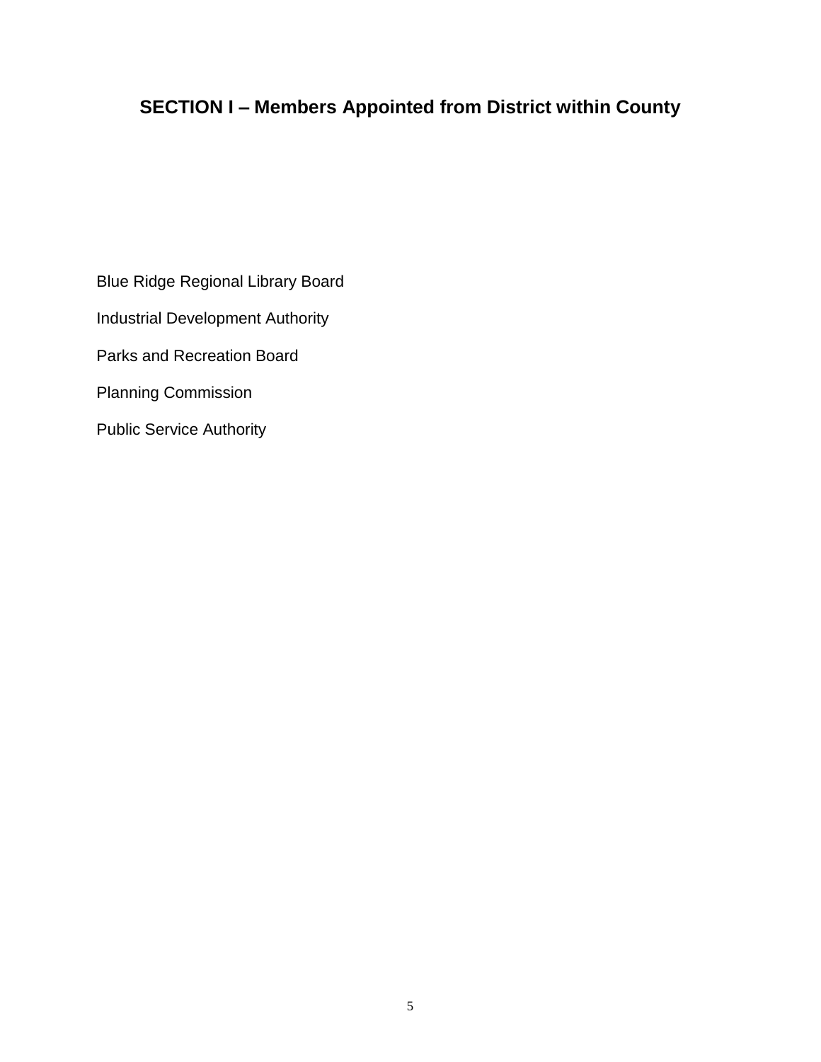## SECTION I – Members Appointed from District within County

Blue Ridge Regional Library Board

Industrial Development Authority

Parks and Recreation Board

Planning Commission

Public Service Authority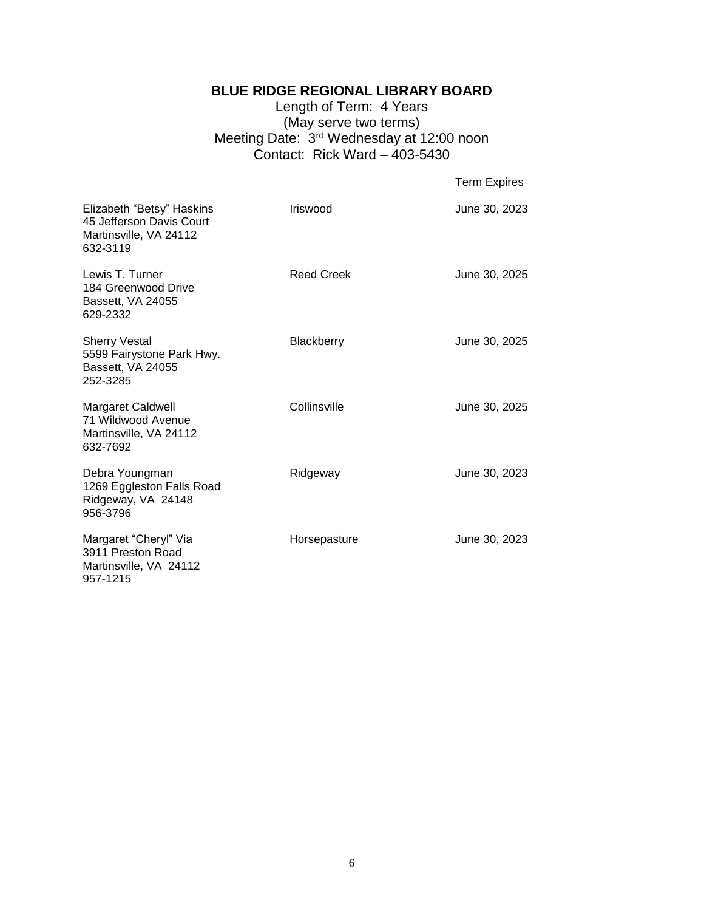## BLUE RIDGE REGIONAL LIBRARY BOARD

Length of Term: 4 Years
(May serve two terms)
Meeting Date: 3rd Wednesday at 12:00 noon
Contact: Rick Ward – 403-5430

| | | Term Expires |
|---|---|---|
| Elizabeth "Betsy" Haskins<br>45 Jefferson Davis Court<br>Martinsville, VA 24112<br>632-3119 | Iriswood | June 30, 2023 |
| Lewis T. Turner<br>184 Greenwood Drive<br>Bassett, VA 24055<br>629-2332 | Reed Creek | June 30, 2025 |
| Sherry Vestal<br>5599 Fairystone Park Hwy.<br>Bassett, VA 24055<br>252-3285 | Blackberry | June 30, 2025 |
| Margaret Caldwell<br>71 Wildwood Avenue<br>Martinsville, VA 24112<br>632-7692 | Collinsville | June 30, 2025 |
| Debra Youngman<br>1269 Eggleston Falls Road<br>Ridgeway, VA 24148<br>956-3796 | Ridgeway | June 30, 2023 |
| Margaret "Cheryl" Via<br>3911 Preston Road<br>Martinsville, VA 24112<br>957-1215 | Horsepasture | June 30, 2023 |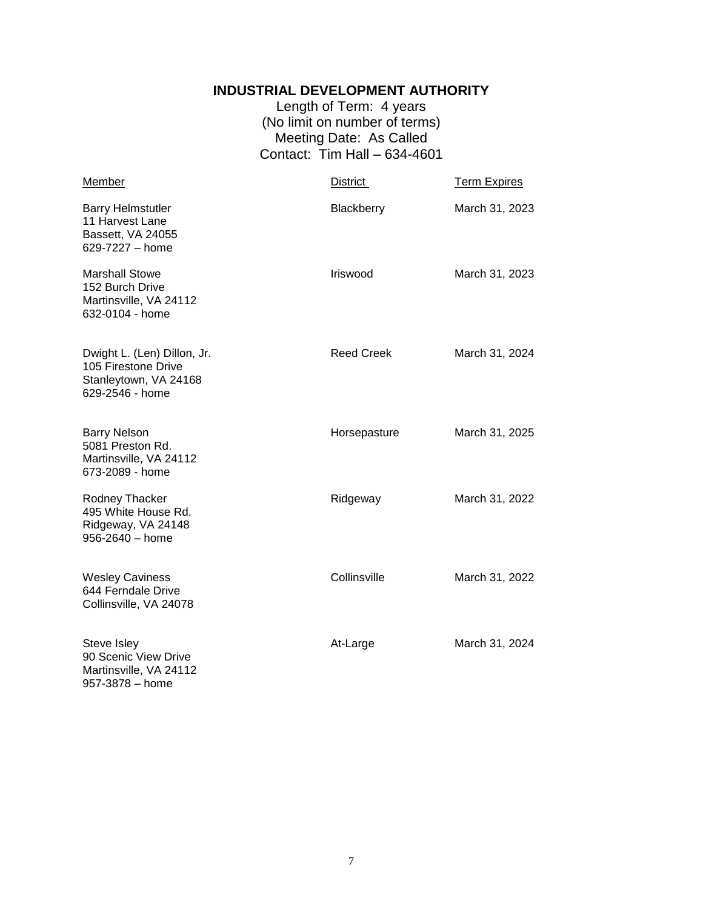# INDUSTRIAL DEVELOPMENT AUTHORITY

Length of Term: 4 years
(No limit on number of terms)
Meeting Date: As Called
Contact: Tim Hall – 634-4601

| Member | District | Term Expires |
| --- | --- | --- |
| Barry Helmstutler<br>11 Harvest Lane<br>Bassett, VA 24055<br>629-7227 – home | Blackberry | March 31, 2023 |
| Marshall Stowe<br>152 Burch Drive<br>Martinsville, VA 24112<br>632-0104 - home | Iriswood | March 31, 2023 |
| Dwight L. (Len) Dillon, Jr.<br>105 Firestone Drive<br>Stanleytown, VA 24168<br>629-2546 - home | Reed Creek | March 31, 2024 |
| Barry Nelson<br>5081 Preston Rd.<br>Martinsville, VA 24112<br>673-2089 - home | Horsepasture | March 31, 2025 |
| Rodney Thacker<br>495 White House Rd.<br>Ridgeway, VA 24148<br>956-2640 – home | Ridgeway | March 31, 2022 |
| Wesley Caviness<br>644 Ferndale Drive<br>Collinsville, VA 24078 | Collinsville | March 31, 2022 |
| Steve Isley<br>90 Scenic View Drive<br>Martinsville, VA 24112<br>957-3878 – home | At-Large | March 31, 2024 |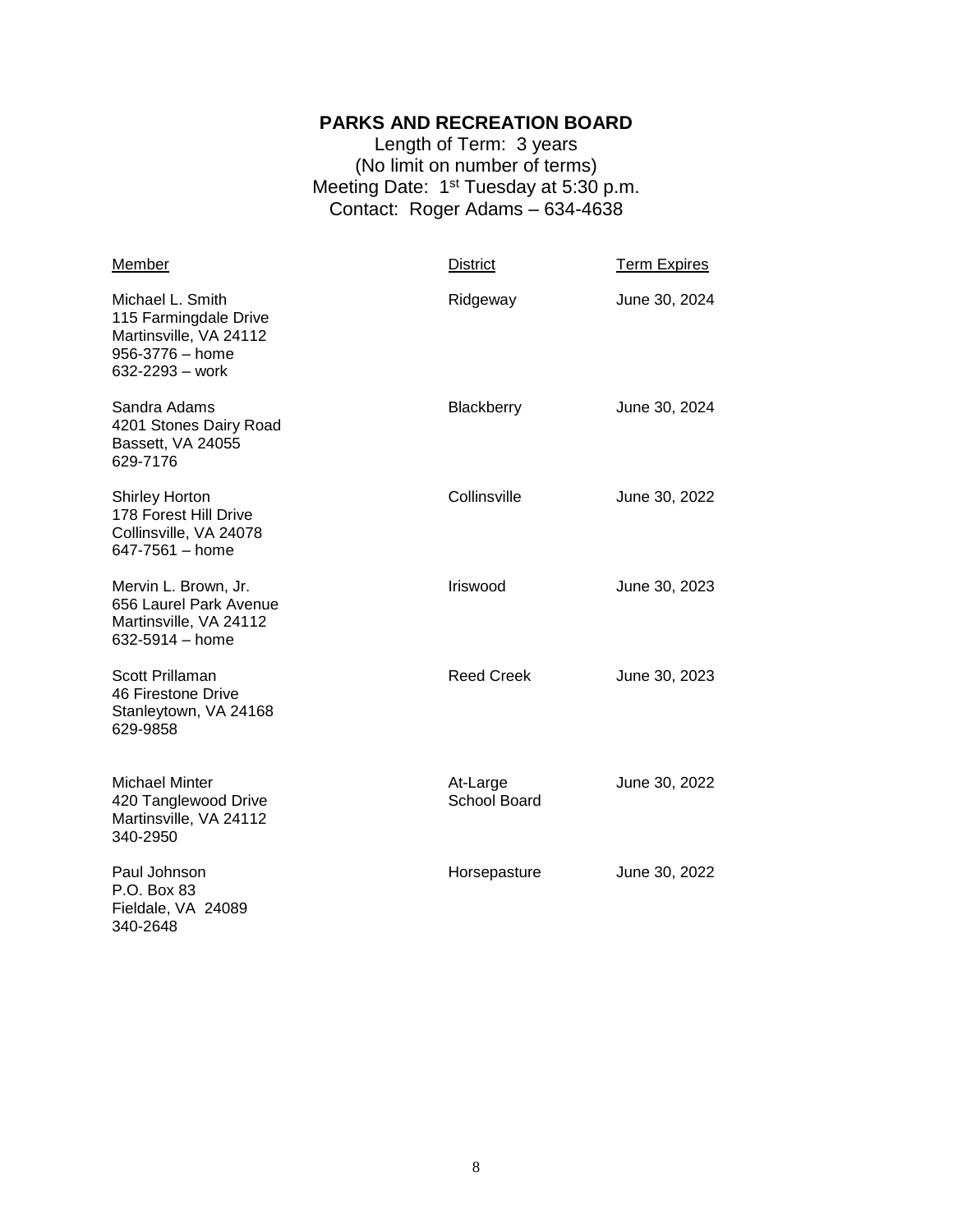## PARKS AND RECREATION BOARD

Length of Term: 3 years
(No limit on number of terms)
Meeting Date: 1st Tuesday at 5:30 p.m.
Contact: Roger Adams – 634-4638

| Member | District | Term Expires |
|---|---|---|
| Michael L. Smith<br>115 Farmingdale Drive<br>Martinsville, VA 24112<br>956-3776 – home<br>632-2293 – work | Ridgeway | June 30, 2024 |
| Sandra Adams<br>4201 Stones Dairy Road<br>Bassett, VA 24055<br>629-7176 | Blackberry | June 30, 2024 |
| Shirley Horton<br>178 Forest Hill Drive<br>Collinsville, VA 24078<br>647-7561 – home | Collinsville | June 30, 2022 |
| Mervin L. Brown, Jr.<br>656 Laurel Park Avenue<br>Martinsville, VA 24112<br>632-5914 – home | Iriswood | June 30, 2023 |
| Scott Prillaman<br>46 Firestone Drive<br>Stanleytown, VA 24168<br>629-9858 | Reed Creek | June 30, 2023 |
| Michael Minter<br>420 Tanglewood Drive<br>Martinsville, VA 24112<br>340-2950 | At-Large<br>School Board | June 30, 2022 |
| Paul Johnson<br>P.O. Box 83<br>Fieldale, VA 24089<br>340-2648 | Horsepasture | June 30, 2022 |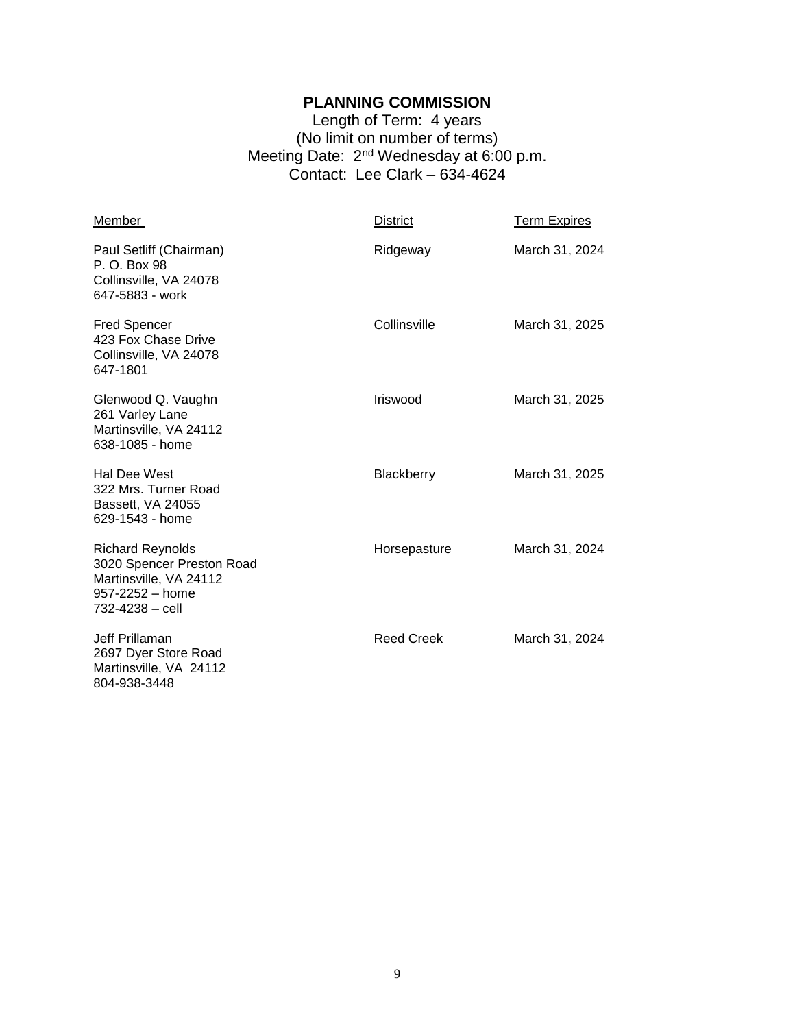# PLANNING COMMISSION

Length of Term: 4 years
(No limit on number of terms)
Meeting Date: 2nd Wednesday at 6:00 p.m.
Contact: Lee Clark – 634-4624

| Member | District | Term Expires |
|---|---|---|
| Paul Setliff (Chairman)<br>P. O. Box 98<br>Collinsville, VA 24078<br>647-5883 - work | Ridgeway | March 31, 2024 |
| Fred Spencer<br>423 Fox Chase Drive<br>Collinsville, VA 24078<br>647-1801 | Collinsville | March 31, 2025 |
| Glenwood Q. Vaughn<br>261 Varley Lane<br>Martinsville, VA 24112<br>638-1085 - home | Iriswood | March 31, 2025 |
| Hal Dee West<br>322 Mrs. Turner Road<br>Bassett, VA 24055<br>629-1543 - home | Blackberry | March 31, 2025 |
| Richard Reynolds<br>3020 Spencer Preston Road<br>Martinsville, VA 24112<br>957-2252 – home<br>732-4238 – cell | Horsepasture | March 31, 2024 |
| Jeff Prillaman<br>2697 Dyer Store Road<br>Martinsville, VA 24112<br>804-938-3448 | Reed Creek | March 31, 2024 |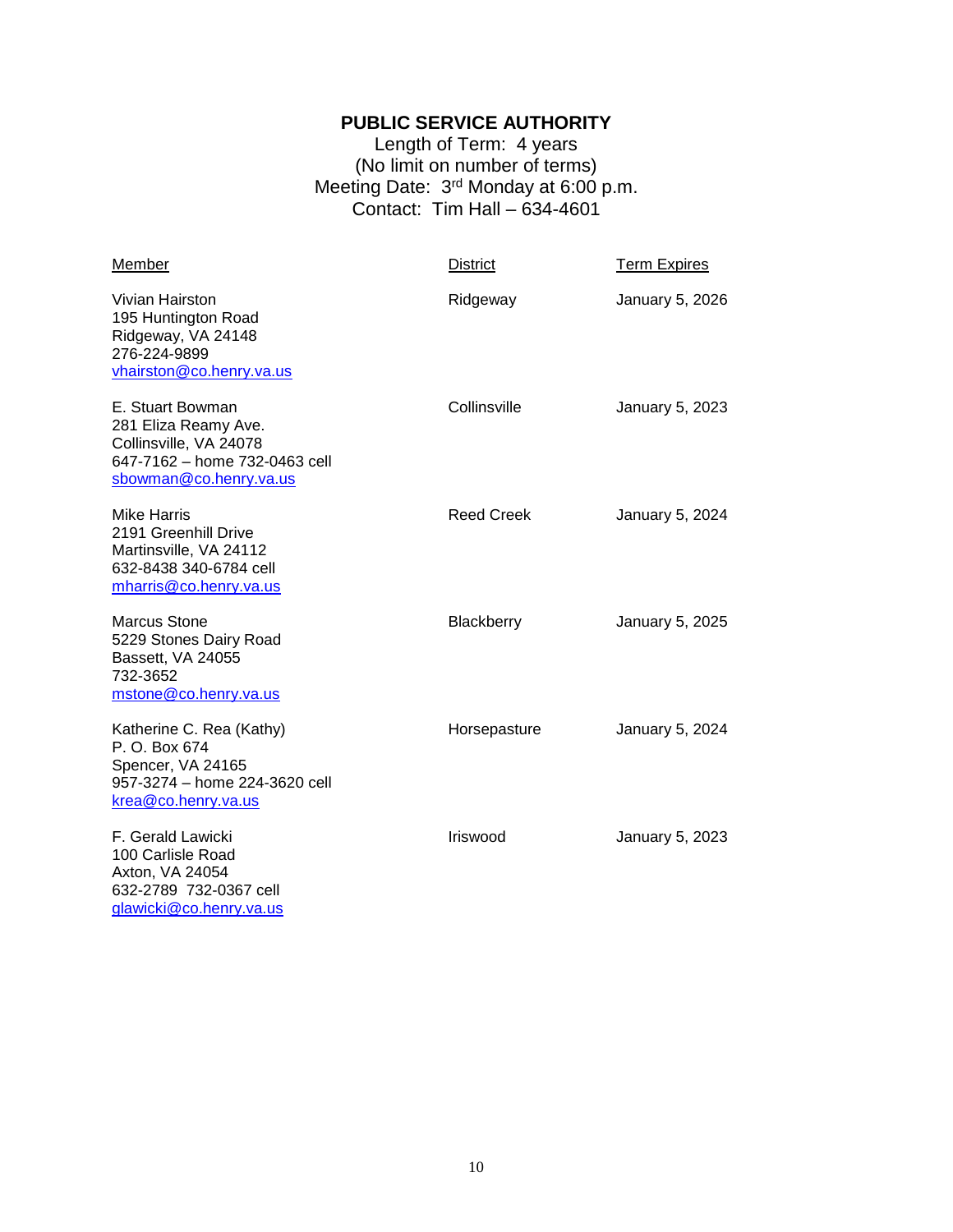# PUBLIC SERVICE AUTHORITY

Length of Term: 4 years
(No limit on number of terms)
Meeting Date: 3rd Monday at 6:00 p.m.
Contact: Tim Hall – 634-4601

| Member | District | Term Expires |
|---|---|---|
| Vivian Hairston<br>195 Huntington Road<br>Ridgeway, VA 24148<br>276-224-9899<br>vhairston@co.henry.va.us | Ridgeway | January 5, 2026 |
| E. Stuart Bowman<br>281 Eliza Reamy Ave.<br>Collinsville, VA 24078<br>647-7162 – home 732-0463 cell<br>sbowman@co.henry.va.us | Collinsville | January 5, 2023 |
| Mike Harris<br>2191 Greenhill Drive<br>Martinsville, VA 24112<br>632-8438 340-6784 cell<br>mharris@co.henry.va.us | Reed Creek | January 5, 2024 |
| Marcus Stone<br>5229 Stones Dairy Road<br>Bassett, VA 24055<br>732-3652<br>mstone@co.henry.va.us | Blackberry | January 5, 2025 |
| Katherine C. Rea (Kathy)<br>P. O. Box 674<br>Spencer, VA 24165<br>957-3274 – home 224-3620 cell<br>krea@co.henry.va.us | Horsepasture | January 5, 2024 |
| F. Gerald Lawicki<br>100 Carlisle Road<br>Axton, VA 24054<br>632-2789 732-0367 cell<br>glawicki@co.henry.va.us | Iriswood | January 5, 2023 |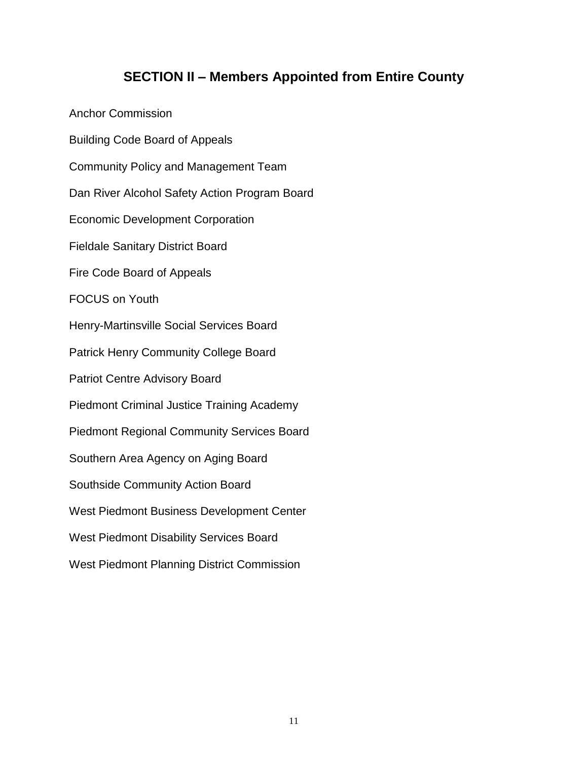## SECTION II – Members Appointed from Entire County

Anchor Commission

Building Code Board of Appeals

Community Policy and Management Team

Dan River Alcohol Safety Action Program Board

Economic Development Corporation

Fieldale Sanitary District Board

Fire Code Board of Appeals

FOCUS on Youth

Henry-Martinsville Social Services Board

Patrick Henry Community College Board

Patriot Centre Advisory Board

Piedmont Criminal Justice Training Academy

Piedmont Regional Community Services Board

Southern Area Agency on Aging Board

Southside Community Action Board

West Piedmont Business Development Center

West Piedmont Disability Services Board

West Piedmont Planning District Commission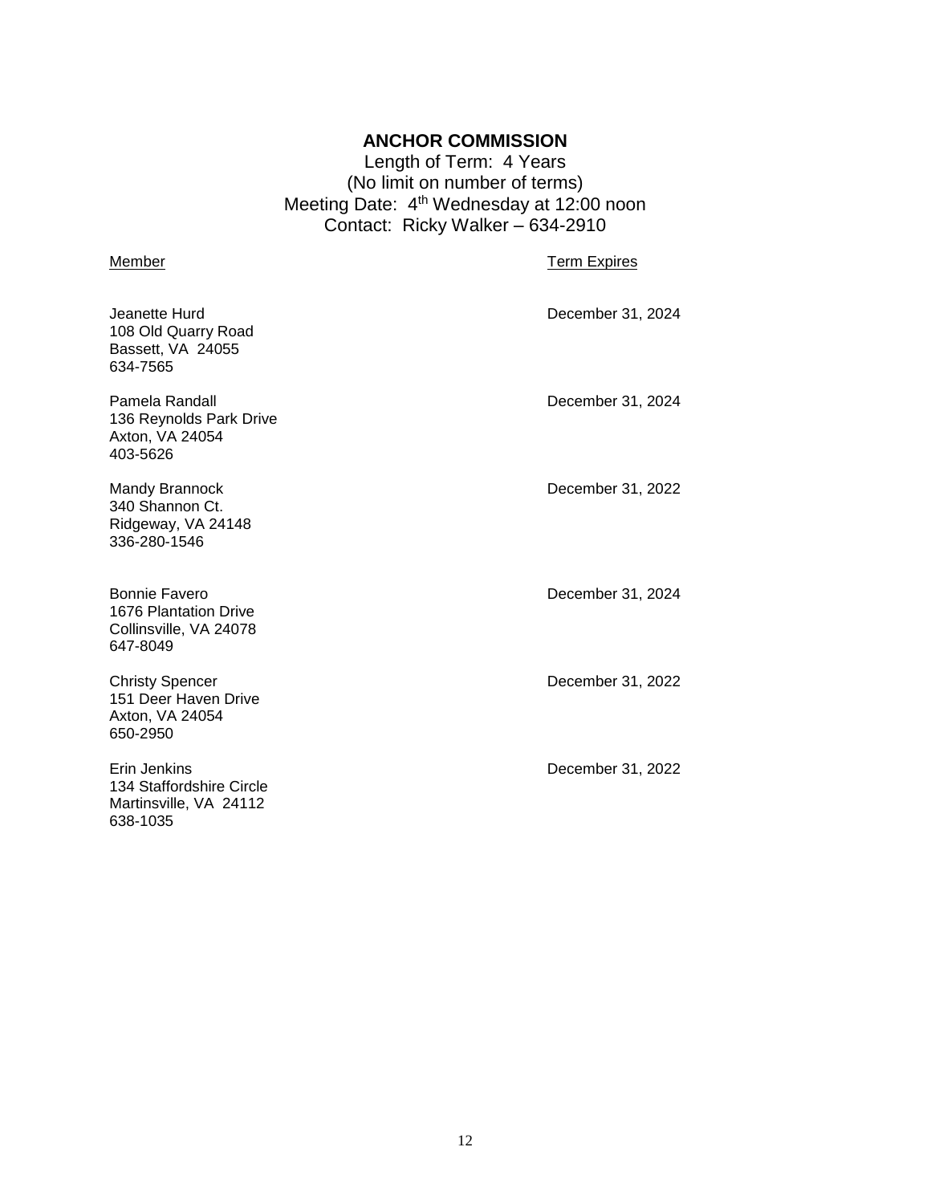## ANCHOR COMMISSION

Length of Term: 4 Years
(No limit on number of terms)
Meeting Date: 4th Wednesday at 12:00 noon
Contact: Ricky Walker – 634-2910

| Member | Term Expires |
|---|---|
| Jeanette Hurd<br>108 Old Quarry Road<br>Bassett, VA 24055<br>634-7565 | December 31, 2024 |
| Pamela Randall<br>136 Reynolds Park Drive<br>Axton, VA 24054<br>403-5626 | December 31, 2024 |
| Mandy Brannock<br>340 Shannon Ct.<br>Ridgeway, VA 24148<br>336-280-1546 | December 31, 2022 |
| Bonnie Favero<br>1676 Plantation Drive<br>Collinsville, VA 24078<br>647-8049 | December 31, 2024 |
| Christy Spencer<br>151 Deer Haven Drive<br>Axton, VA 24054<br>650-2950 | December 31, 2022 |
| Erin Jenkins<br>134 Staffordshire Circle<br>Martinsville, VA 24112<br>638-1035 | December 31, 2022 |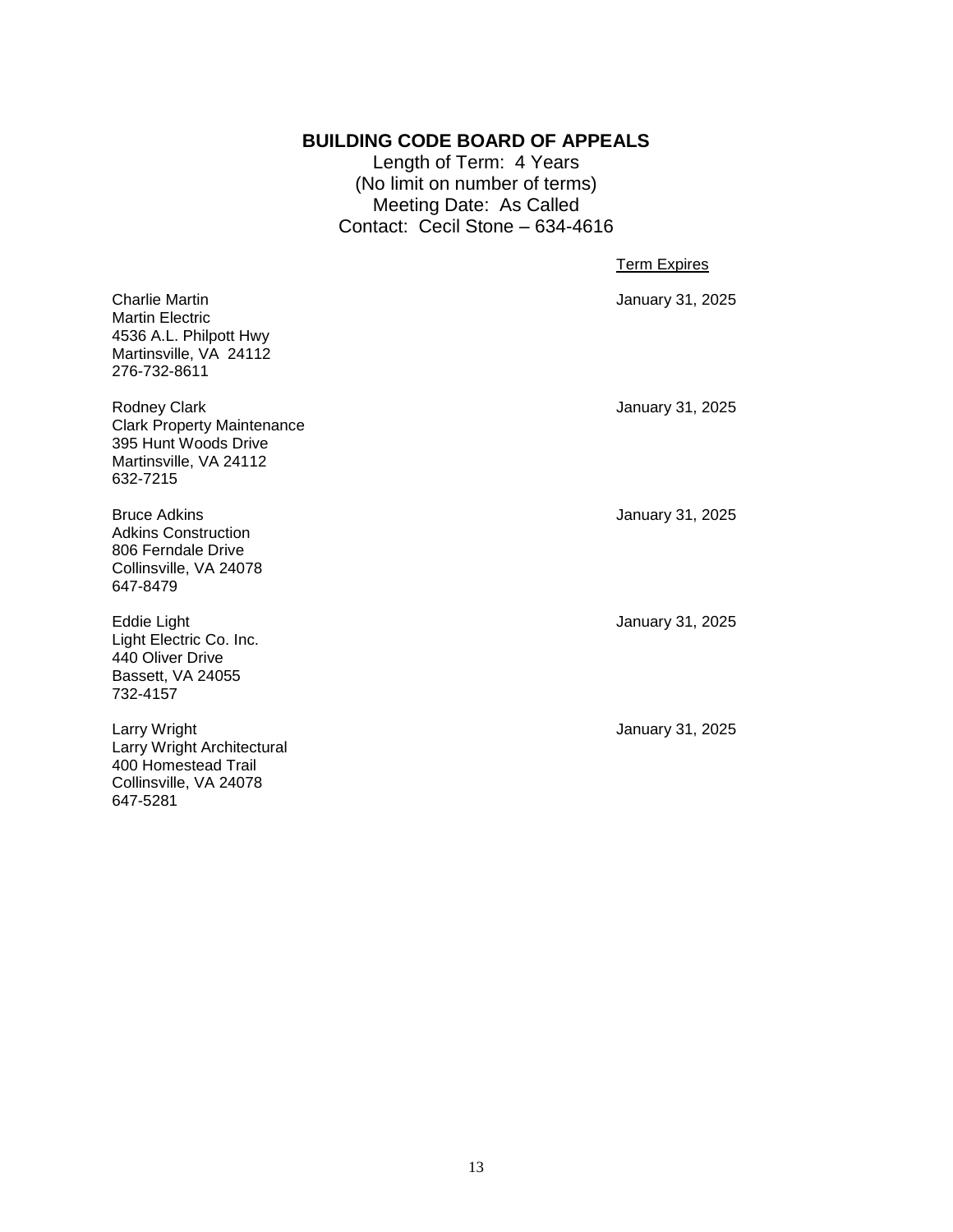## BUILDING CODE BOARD OF APPEALS

Length of Term: 4 Years
(No limit on number of terms)
Meeting Date: As Called
Contact: Cecil Stone – 634-4616

| | Term Expires |
|---|---|
| Charlie Martin<br>Martin Electric<br>4536 A.L. Philpott Hwy<br>Martinsville, VA 24112<br>276-732-8611 | January 31, 2025 |
| Rodney Clark<br>Clark Property Maintenance<br>395 Hunt Woods Drive<br>Martinsville, VA 24112<br>632-7215 | January 31, 2025 |
| Bruce Adkins<br>Adkins Construction<br>806 Ferndale Drive<br>Collinsville, VA 24078<br>647-8479 | January 31, 2025 |
| Eddie Light<br>Light Electric Co. Inc.<br>440 Oliver Drive<br>Bassett, VA 24055<br>732-4157 | January 31, 2025 |
| Larry Wright<br>Larry Wright Architectural<br>400 Homestead Trail<br>Collinsville, VA 24078<br>647-5281 | January 31, 2025 |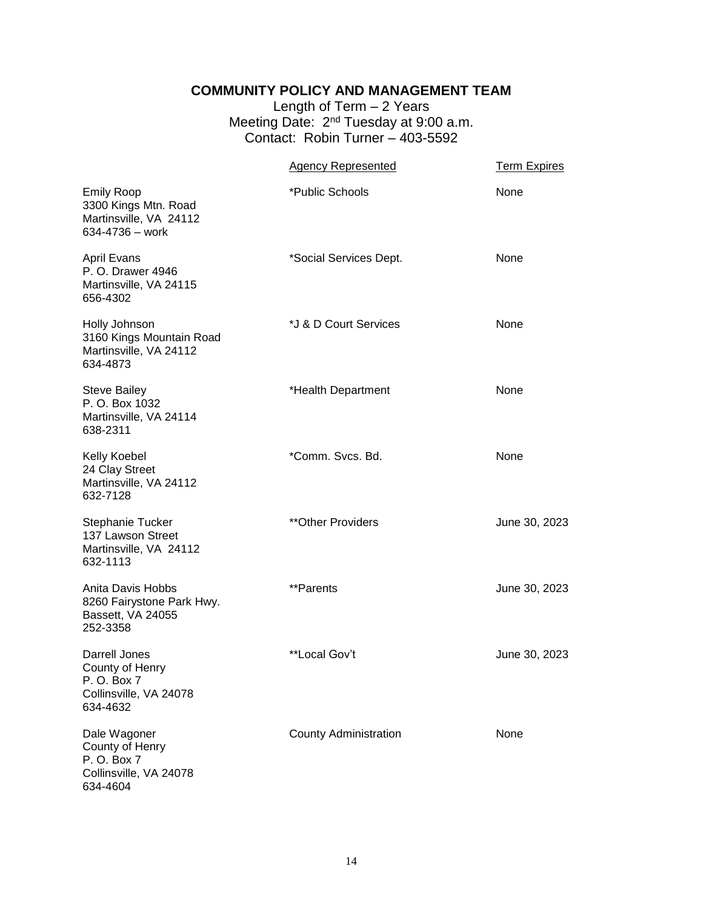# COMMUNITY POLICY AND MANAGEMENT TEAM

Length of Term – 2 Years
Meeting Date: 2nd Tuesday at 9:00 a.m.
Contact: Robin Turner – 403-5592

| | Agency Represented | Term Expires |
|---|---|---|
| Emily Roop<br>3300 Kings Mtn. Road<br>Martinsville, VA 24112<br>634-4736 – work | *Public Schools | None |
| April Evans<br>P. O. Drawer 4946<br>Martinsville, VA 24115<br>656-4302 | *Social Services Dept. | None |
| Holly Johnson<br>3160 Kings Mountain Road<br>Martinsville, VA 24112<br>634-4873 | *J & D Court Services | None |
| Steve Bailey<br>P. O. Box 1032<br>Martinsville, VA 24114<br>638-2311 | *Health Department | None |
| Kelly Koebel<br>24 Clay Street<br>Martinsville, VA 24112<br>632-7128 | *Comm. Svcs. Bd. | None |
| Stephanie Tucker<br>137 Lawson Street<br>Martinsville, VA 24112<br>632-1113 | **Other Providers | June 30, 2023 |
| Anita Davis Hobbs<br>8260 Fairystone Park Hwy.<br>Bassett, VA 24055<br>252-3358 | **Parents | June 30, 2023 |
| Darrell Jones<br>County of Henry<br>P. O. Box 7<br>Collinsville, VA 24078<br>634-4632 | **Local Gov't | June 30, 2023 |
| Dale Wagoner<br>County of Henry<br>P. O. Box 7<br>Collinsville, VA 24078<br>634-4604 | County Administration | None |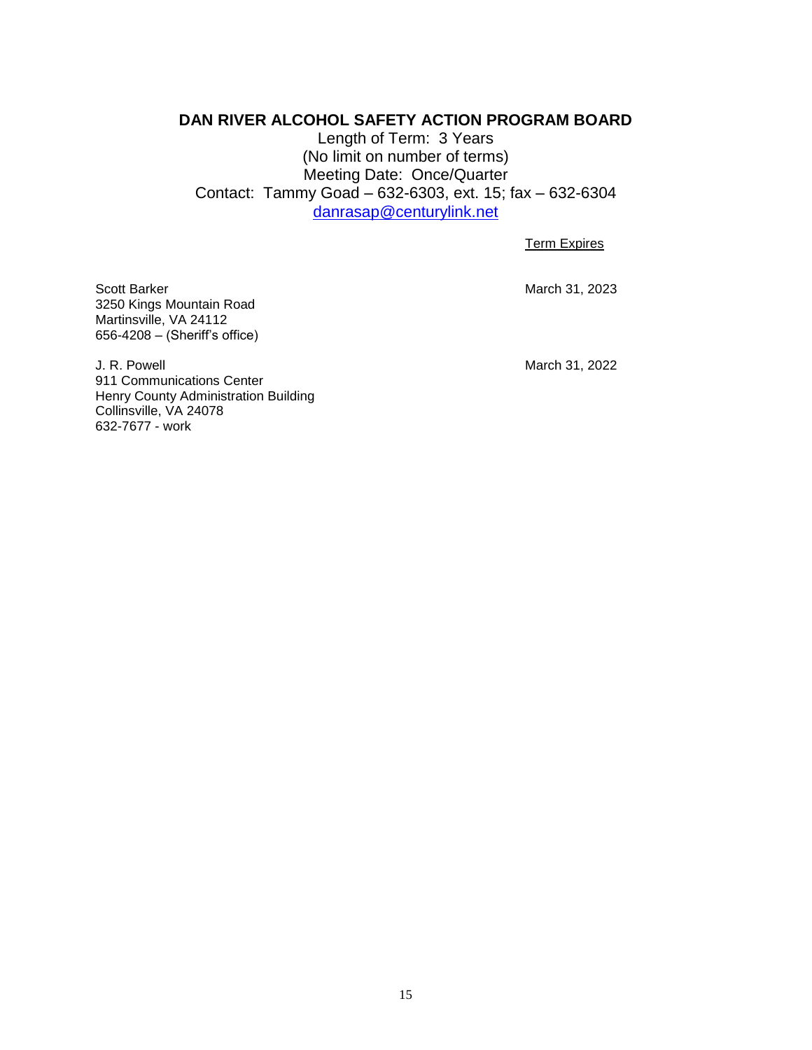## DAN RIVER ALCOHOL SAFETY ACTION PROGRAM BOARD

Length of Term: 3 Years
(No limit on number of terms)
Meeting Date: Once/Quarter
Contact: Tammy Goad – 632-6303, ext. 15; fax – 632-6304
danrasap@centurylink.net

| | Term Expires |
|---|---|
| Scott Barker<br>3250 Kings Mountain Road<br>Martinsville, VA 24112<br>656-4208 – (Sheriff's office) | March 31, 2023 |
| J. R. Powell<br>911 Communications Center<br>Henry County Administration Building<br>Collinsville, VA 24078<br>632-7677 - work | March 31, 2022 |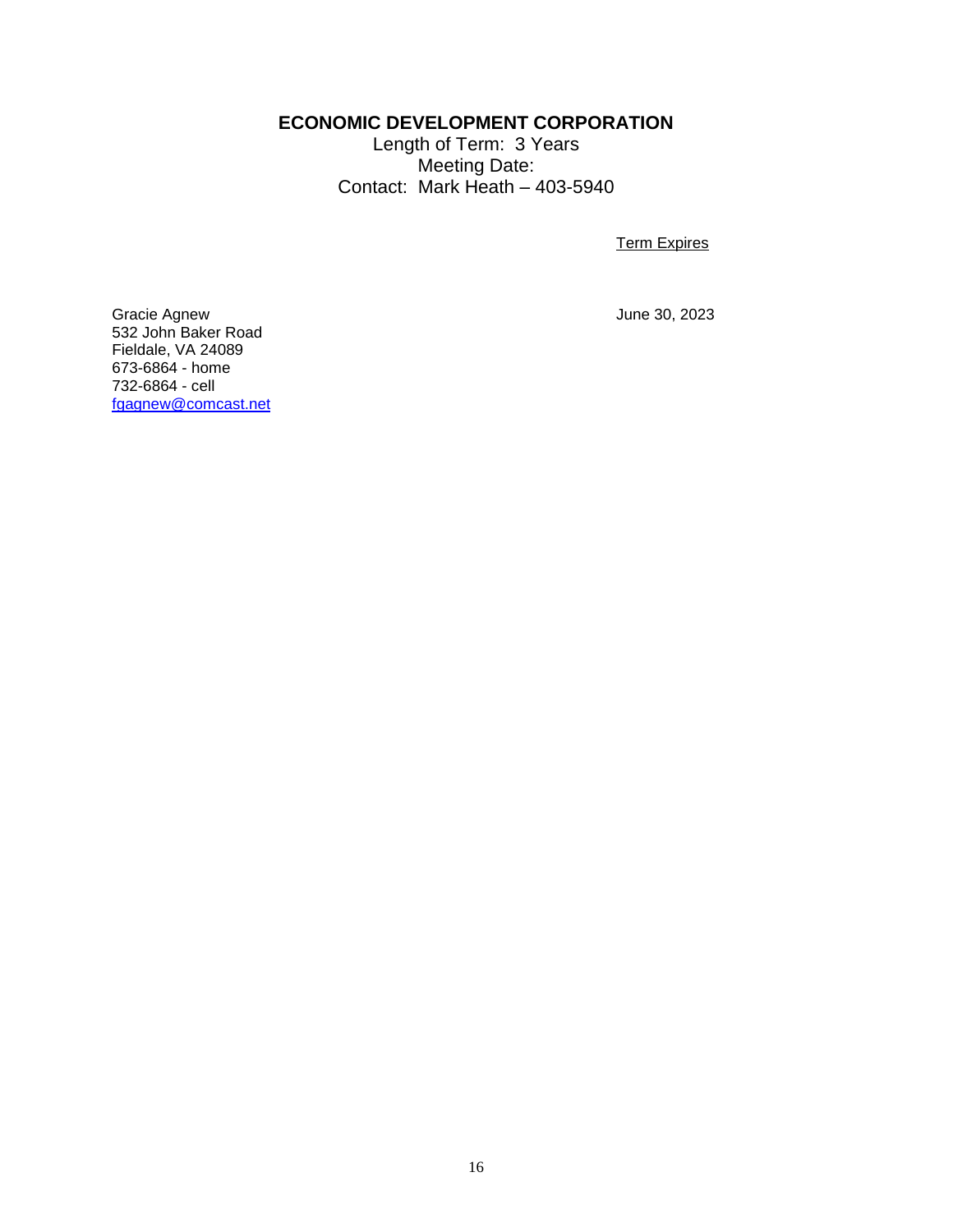## ECONOMIC DEVELOPMENT CORPORATION

Length of Term: 3 Years
Meeting Date:
Contact: Mark Heath – 403-5940

| | Term Expires |
|---|---|
| Gracie Agnew<br>532 John Baker Road<br>Fieldale, VA 24089<br>673-6864 - home<br>732-6864 - cell<br>fgagnew@comcast.net | June 30, 2023 |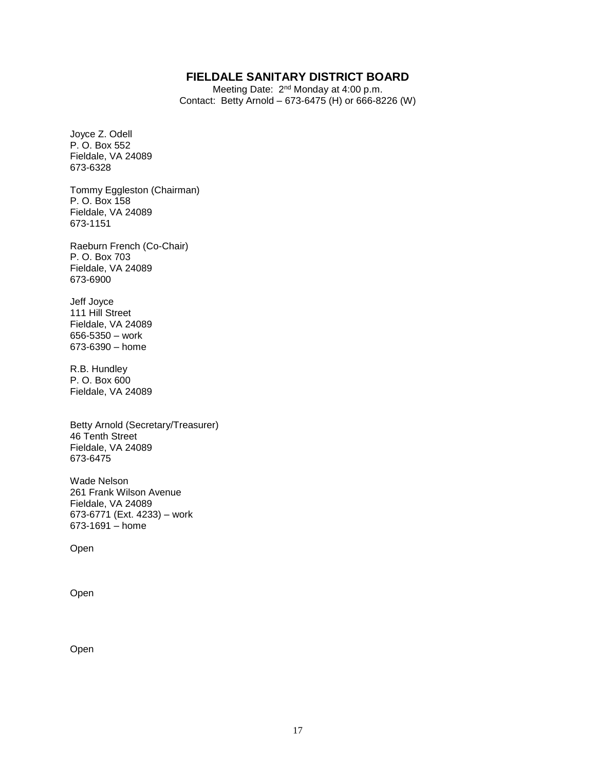# FIELDALE SANITARY DISTRICT BOARD

Meeting Date: 2nd Monday at 4:00 p.m.
Contact: Betty Arnold – 673-6475 (H) or 666-8226 (W)

Joyce Z. Odell
P. O. Box 552
Fieldale, VA 24089
673-6328

Tommy Eggleston (Chairman)
P. O. Box 158
Fieldale, VA 24089
673-1151

Raeburn French (Co-Chair)
P. O. Box 703
Fieldale, VA 24089
673-6900

Jeff Joyce
111 Hill Street
Fieldale, VA 24089
656-5350 – work
673-6390 – home

R.B. Hundley
P. O. Box 600
Fieldale, VA 24089

Betty Arnold (Secretary/Treasurer)
46 Tenth Street
Fieldale, VA 24089
673-6475

Wade Nelson
261 Frank Wilson Avenue
Fieldale, VA 24089
673-6771 (Ext. 4233) – work
673-1691 – home

Open

Open

Open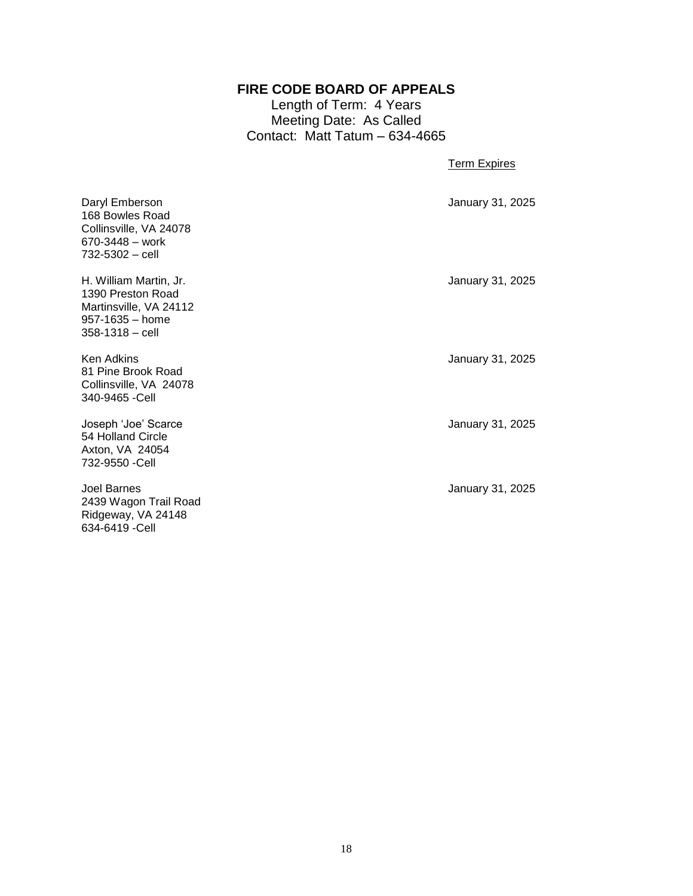## FIRE CODE BOARD OF APPEALS

Length of Term: 4 Years
Meeting Date: As Called
Contact: Matt Tatum – 634-4665

| | Term Expires |
|---|---|
| Daryl Emberson<br>168 Bowles Road<br>Collinsville, VA 24078<br>670-3448 – work<br>732-5302 – cell | January 31, 2025 |
| H. William Martin, Jr.<br>1390 Preston Road<br>Martinsville, VA 24112<br>957-1635 – home<br>358-1318 – cell | January 31, 2025 |
| Ken Adkins<br>81 Pine Brook Road<br>Collinsville, VA 24078<br>340-9465 -Cell | January 31, 2025 |
| Joseph 'Joe' Scarce<br>54 Holland Circle<br>Axton, VA 24054<br>732-9550 -Cell | January 31, 2025 |
| Joel Barnes<br>2439 Wagon Trail Road<br>Ridgeway, VA 24148<br>634-6419 -Cell | January 31, 2025 |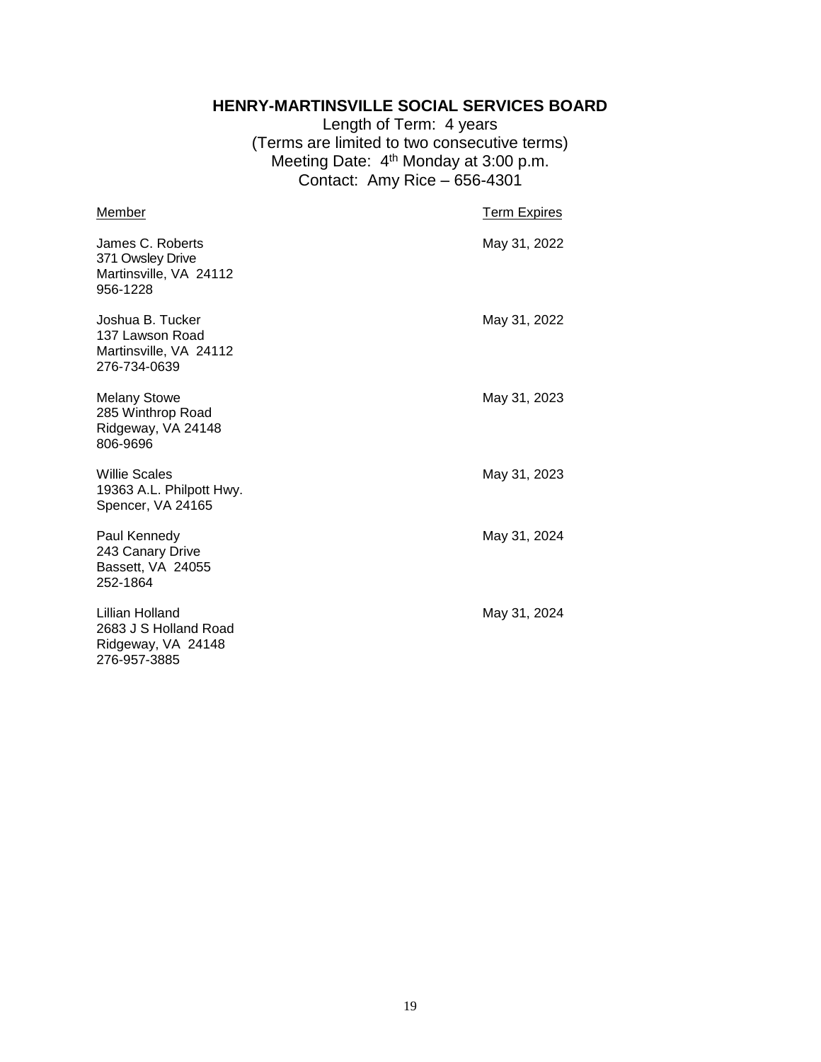## HENRY-MARTINSVILLE SOCIAL SERVICES BOARD

Length of Term: 4 years
(Terms are limited to two consecutive terms)
Meeting Date: 4th Monday at 3:00 p.m.
Contact: Amy Rice – 656-4301

| Member | Term Expires |
| --- | --- |
| James C. Roberts<br>371 Owsley Drive<br>Martinsville, VA 24112<br>956-1228 | May 31, 2022 |
| Joshua B. Tucker<br>137 Lawson Road<br>Martinsville, VA 24112<br>276-734-0639 | May 31, 2022 |
| Melany Stowe<br>285 Winthrop Road<br>Ridgeway, VA 24148<br>806-9696 | May 31, 2023 |
| Willie Scales<br>19363 A.L. Philpott Hwy.<br>Spencer, VA 24165 | May 31, 2023 |
| Paul Kennedy<br>243 Canary Drive<br>Bassett, VA 24055<br>252-1864 | May 31, 2024 |
| Lillian Holland<br>2683 J S Holland Road<br>Ridgeway, VA 24148<br>276-957-3885 | May 31, 2024 |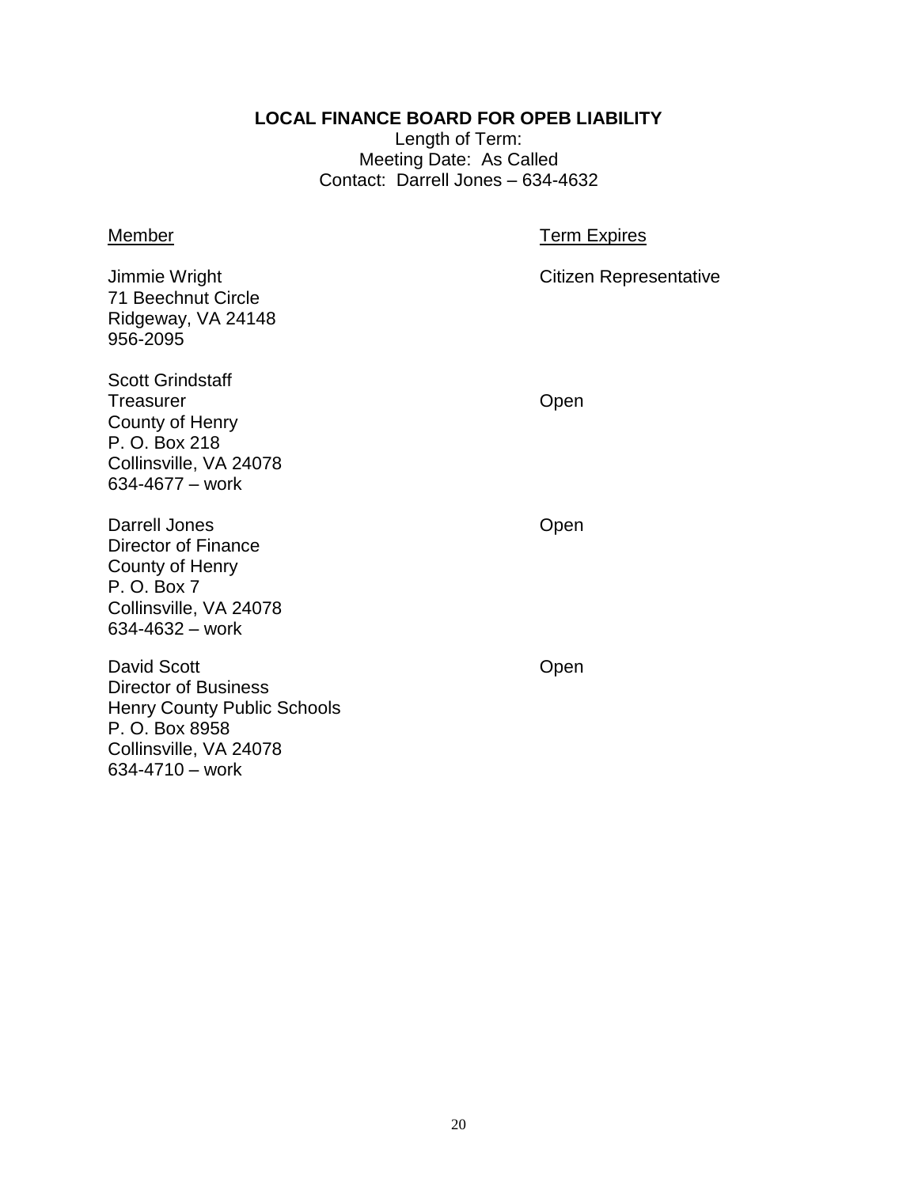**LOCAL FINANCE BOARD FOR OPEB LIABILITY**

Length of Term:
Meeting Date: As Called
Contact: Darrell Jones – 634-4632

| Member | Term Expires |
| --- | --- |
| Jimmie Wright<br>71 Beechnut Circle<br>Ridgeway, VA 24148<br>956-2095 | Citizen Representative |
| Scott Grindstaff<br>Treasurer<br>County of Henry<br>P. O. Box 218<br>Collinsville, VA 24078<br>634-4677 – work | Open |
| Darrell Jones<br>Director of Finance<br>County of Henry<br>P. O. Box 7<br>Collinsville, VA 24078<br>634-4632 – work | Open |
| David Scott<br>Director of Business<br>Henry County Public Schools<br>P. O. Box 8958<br>Collinsville, VA 24078<br>634-4710 – work | Open |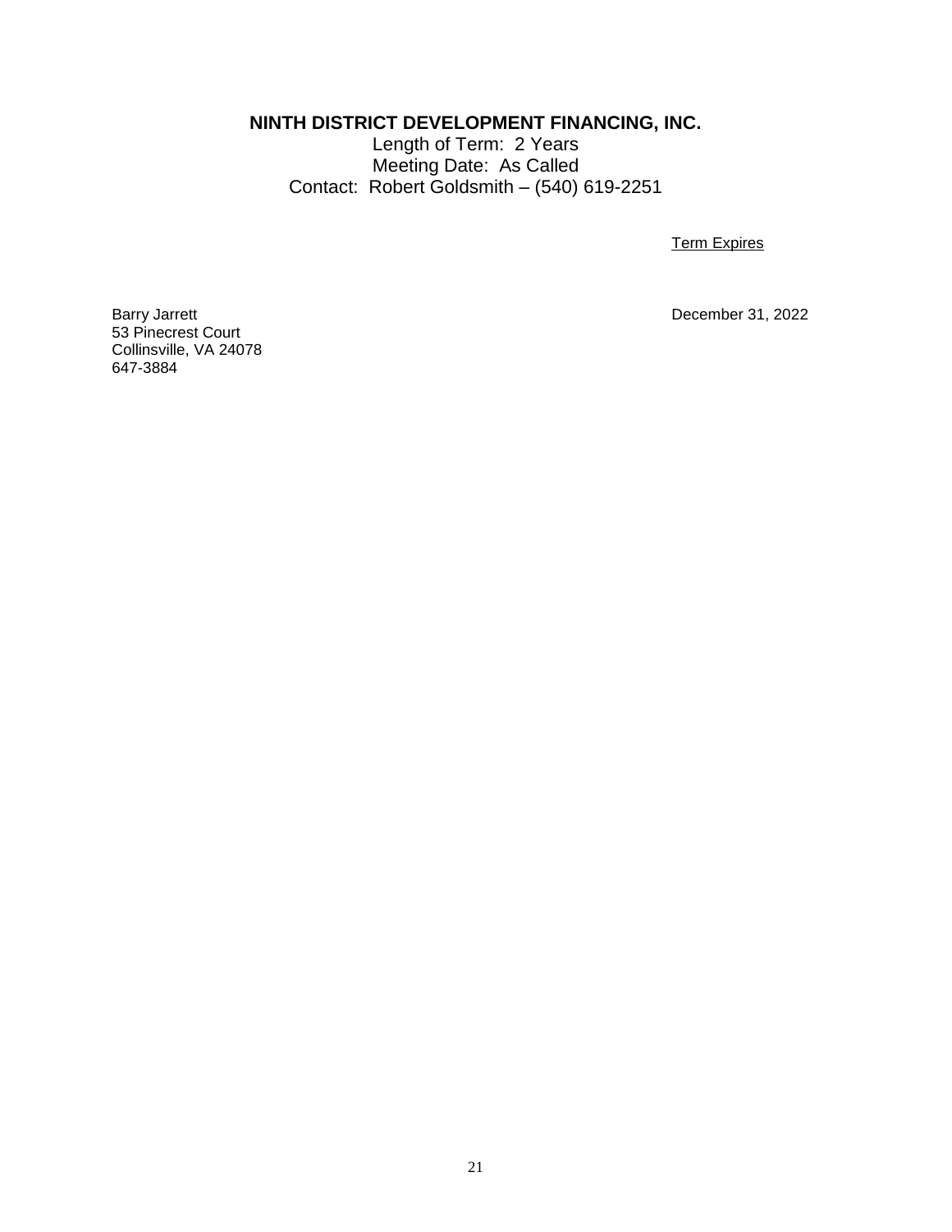## NINTH DISTRICT DEVELOPMENT FINANCING, INC.

Length of Term: 2 Years
Meeting Date: As Called
Contact: Robert Goldsmith – (540) 619-2251

| | Term Expires |
|---|---|
| Barry Jarrett<br>53 Pinecrest Court<br>Collinsville, VA 24078<br>647-3884 | December 31, 2022 |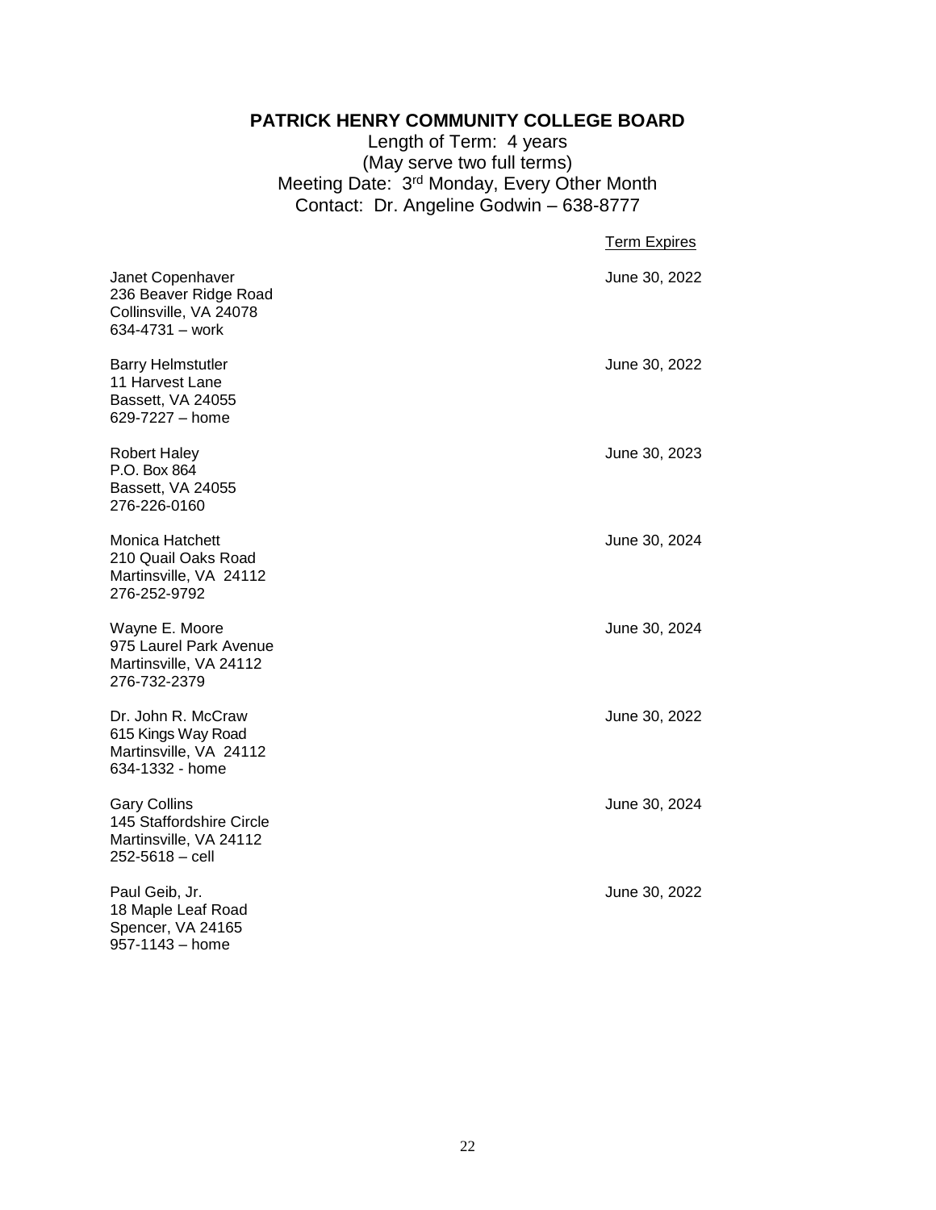## PATRICK HENRY COMMUNITY COLLEGE BOARD

Length of Term: 4 years
(May serve two full terms)
Meeting Date: 3rd Monday, Every Other Month
Contact: Dr. Angeline Godwin – 638-8777

| | Term Expires |
|---|---|
| Janet Copenhaver<br>236 Beaver Ridge Road<br>Collinsville, VA 24078<br>634-4731 – work | June 30, 2022 |
| Barry Helmstutler<br>11 Harvest Lane<br>Bassett, VA 24055<br>629-7227 – home | June 30, 2022 |
| Robert Haley<br>P.O. Box 864<br>Bassett, VA 24055<br>276-226-0160 | June 30, 2023 |
| Monica Hatchett<br>210 Quail Oaks Road<br>Martinsville, VA 24112<br>276-252-9792 | June 30, 2024 |
| Wayne E. Moore<br>975 Laurel Park Avenue<br>Martinsville, VA 24112<br>276-732-2379 | June 30, 2024 |
| Dr. John R. McCraw<br>615 Kings Way Road<br>Martinsville, VA 24112<br>634-1332 - home | June 30, 2022 |
| Gary Collins<br>145 Staffordshire Circle<br>Martinsville, VA 24112<br>252-5618 – cell | June 30, 2024 |
| Paul Geib, Jr.<br>18 Maple Leaf Road<br>Spencer, VA 24165<br>957-1143 – home | June 30, 2022 |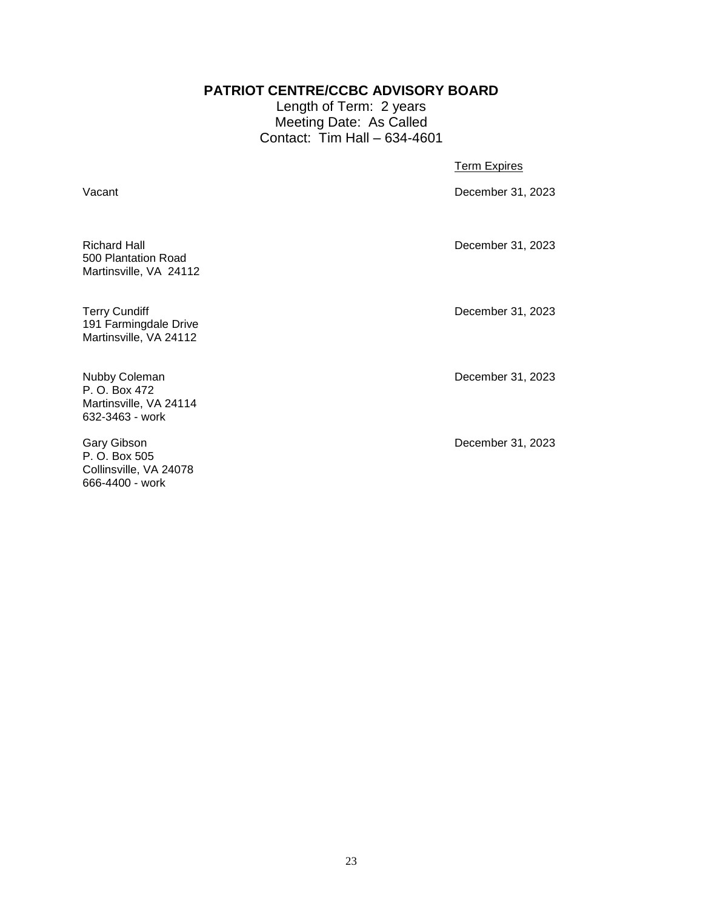## PATRIOT CENTRE/CCBC ADVISORY BOARD

Length of Term: 2 years
Meeting Date: As Called
Contact: Tim Hall – 634-4601

| | Term Expires |
|---|---|
| Vacant | December 31, 2023 |
| Richard Hall<br>500 Plantation Road<br>Martinsville, VA 24112 | December 31, 2023 |
| Terry Cundiff<br>191 Farmingdale Drive<br>Martinsville, VA 24112 | December 31, 2023 |
| Nubby Coleman<br>P. O. Box 472<br>Martinsville, VA 24114<br>632-3463 - work | December 31, 2023 |
| Gary Gibson<br>P. O. Box 505<br>Collinsville, VA 24078<br>666-4400 - work | December 31, 2023 |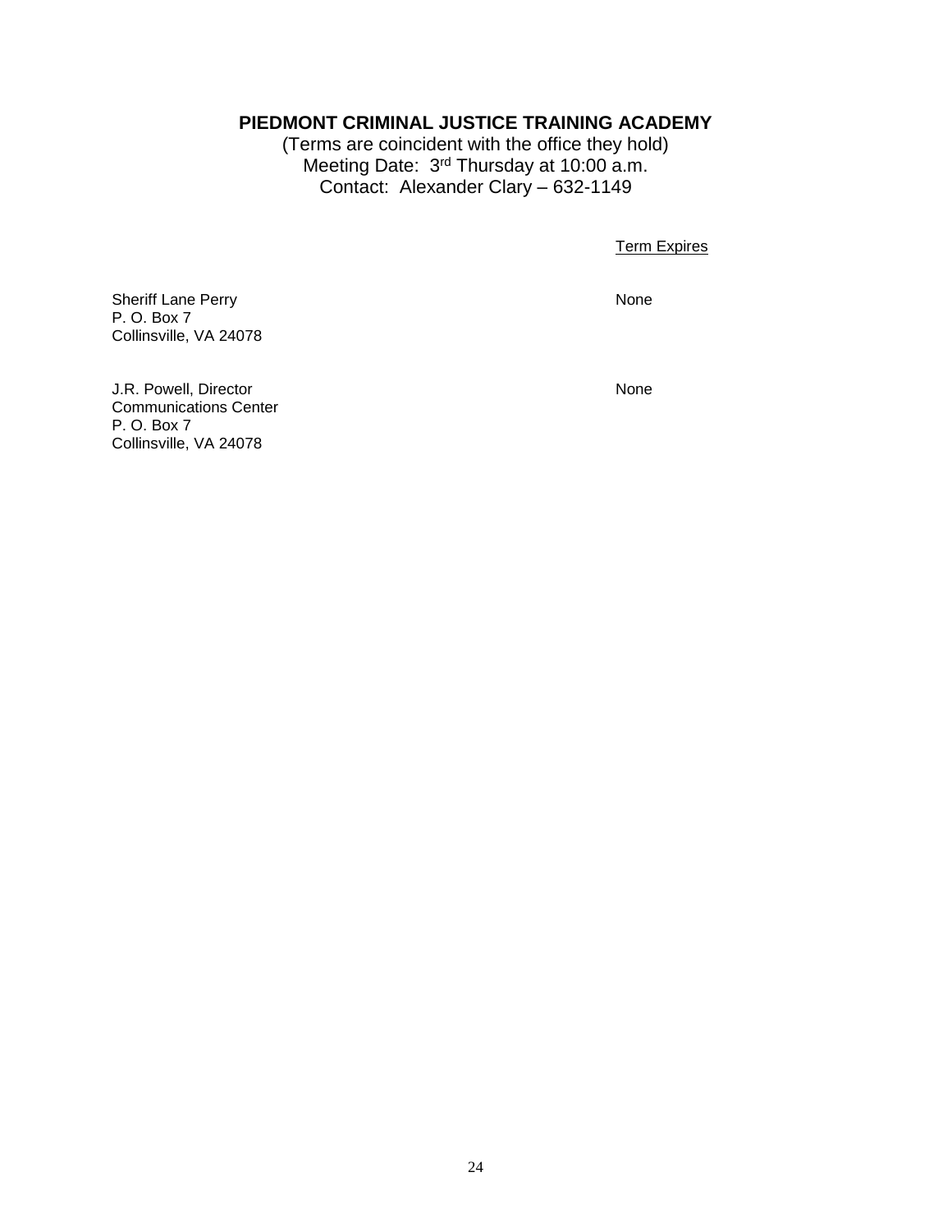## PIEDMONT CRIMINAL JUSTICE TRAINING ACADEMY

(Terms are coincident with the office they hold)
Meeting Date: 3rd Thursday at 10:00 a.m.
Contact: Alexander Clary – 632-1149

| | Term Expires |
|---|---|
| Sheriff Lane Perry<br>P. O. Box 7<br>Collinsville, VA 24078 | None |
| J.R. Powell, Director<br>Communications Center<br>P. O. Box 7<br>Collinsville, VA 24078 | None |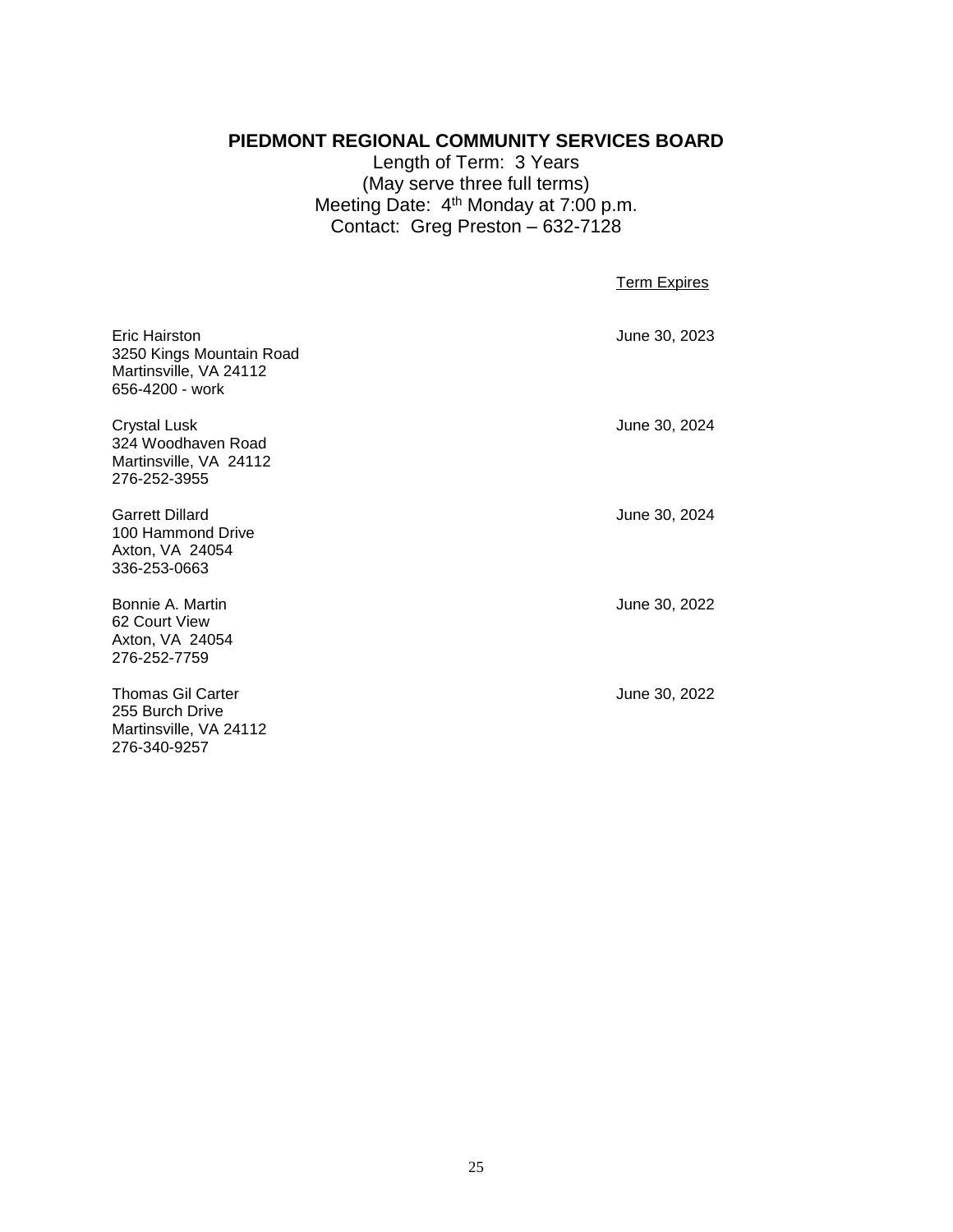## PIEDMONT REGIONAL COMMUNITY SERVICES BOARD

Length of Term: 3 Years
(May serve three full terms)
Meeting Date: 4th Monday at 7:00 p.m.
Contact: Greg Preston – 632-7128

| | Term Expires |
|---|---|
| Eric Hairston<br>3250 Kings Mountain Road<br>Martinsville, VA 24112<br>656-4200 - work | June 30, 2023 |
| Crystal Lusk<br>324 Woodhaven Road<br>Martinsville, VA 24112<br>276-252-3955 | June 30, 2024 |
| Garrett Dillard<br>100 Hammond Drive<br>Axton, VA 24054<br>336-253-0663 | June 30, 2024 |
| Bonnie A. Martin<br>62 Court View<br>Axton, VA 24054<br>276-252-7759 | June 30, 2022 |
| Thomas Gil Carter<br>255 Burch Drive<br>Martinsville, VA 24112<br>276-340-9257 | June 30, 2022 |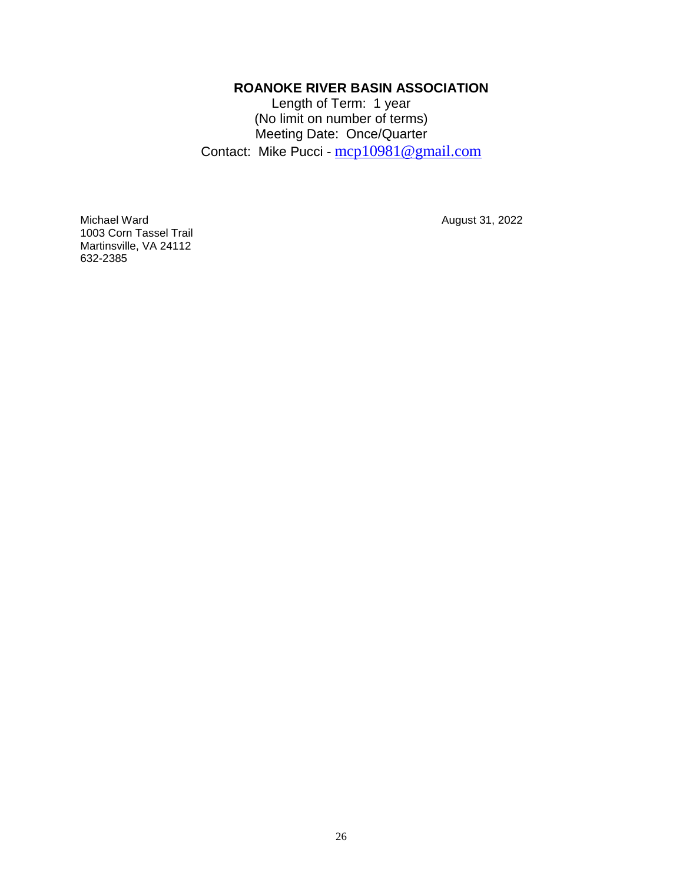## ROANOKE RIVER BASIN ASSOCIATION

Length of Term: 1 year
(No limit on number of terms)
Meeting Date: Once/Quarter
Contact: Mike Pucci - mcp10981@gmail.com

| | |
|---|---|
| Michael Ward<br>1003 Corn Tassel Trail<br>Martinsville, VA 24112<br>632-2385 | August 31, 2022 |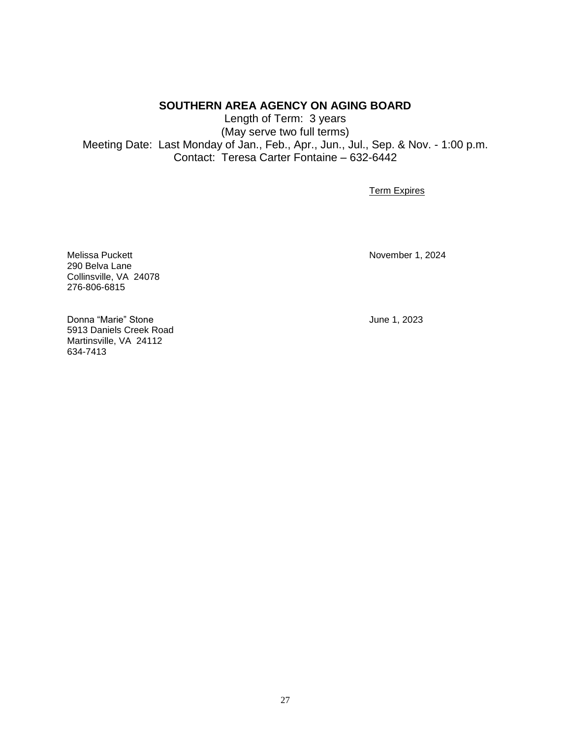## SOUTHERN AREA AGENCY ON AGING BOARD

Length of Term: 3 years
(May serve two full terms)
Meeting Date: Last Monday of Jan., Feb., Apr., Jun., Jul., Sep. & Nov. - 1:00 p.m.
Contact: Teresa Carter Fontaine – 632-6442

| | Term Expires |
|---|---|
| Melissa Puckett<br>290 Belva Lane<br>Collinsville, VA 24078<br>276-806-6815 | November 1, 2024 |
| Donna "Marie" Stone<br>5913 Daniels Creek Road<br>Martinsville, VA 24112<br>634-7413 | June 1, 2023 |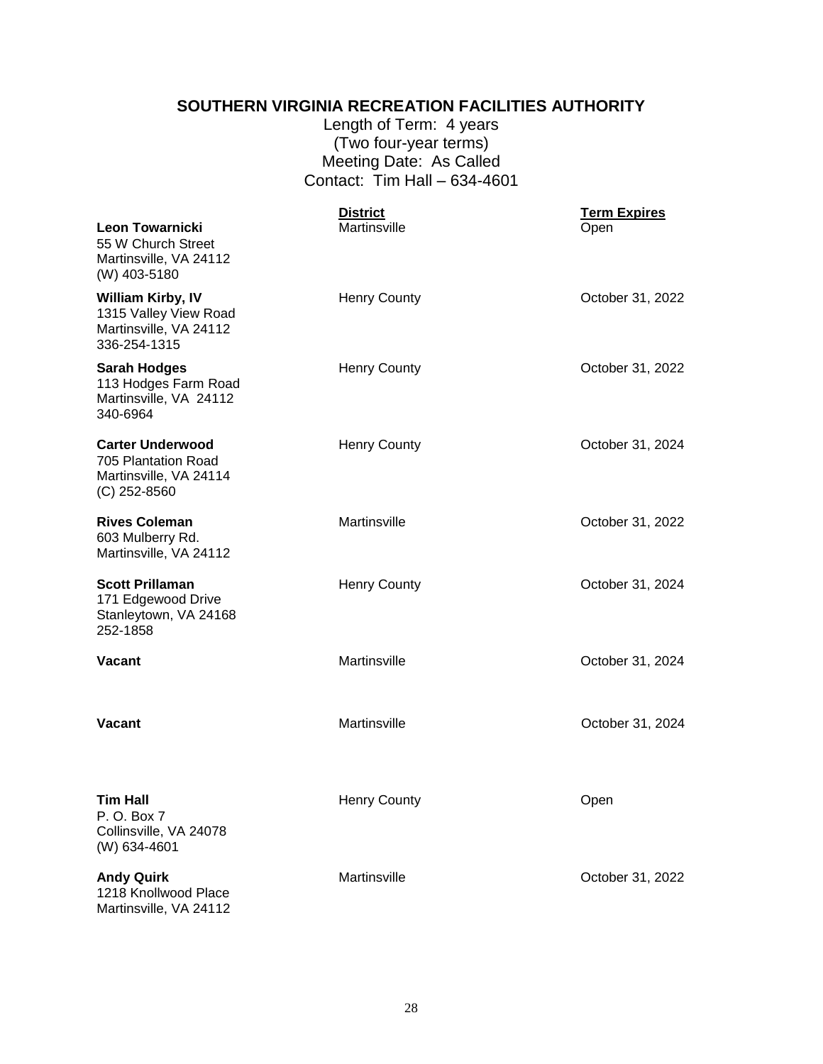## SOUTHERN VIRGINIA RECREATION FACILITIES AUTHORITY

Length of Term: 4 years
(Two four-year terms)
Meeting Date: As Called
Contact: Tim Hall – 634-4601

| Name | District | Term Expires |
|---|---|---|
| **Leon Towarnicki**<br>55 W Church Street<br>Martinsville, VA 24112<br>(W) 403-5180 | Martinsville | Open |
| **William Kirby, IV**<br>1315 Valley View Road<br>Martinsville, VA 24112<br>336-254-1315 | Henry County | October 31, 2022 |
| **Sarah Hodges**<br>113 Hodges Farm Road<br>Martinsville, VA 24112<br>340-6964 | Henry County | October 31, 2022 |
| **Carter Underwood**<br>705 Plantation Road<br>Martinsville, VA 24114<br>(C) 252-8560 | Henry County | October 31, 2024 |
| **Rives Coleman**<br>603 Mulberry Rd.<br>Martinsville, VA 24112 | Martinsville | October 31, 2022 |
| **Scott Prillaman**<br>171 Edgewood Drive<br>Stanleytown, VA 24168<br>252-1858 | Henry County | October 31, 2024 |
| **Vacant** | Martinsville | October 31, 2024 |
| **Vacant** | Martinsville | October 31, 2024 |
| **Tim Hall**<br>P. O. Box 7<br>Collinsville, VA 24078<br>(W) 634-4601 | Henry County | Open |
| **Andy Quirk**<br>1218 Knollwood Place<br>Martinsville, VA 24112 | Martinsville | October 31, 2022 |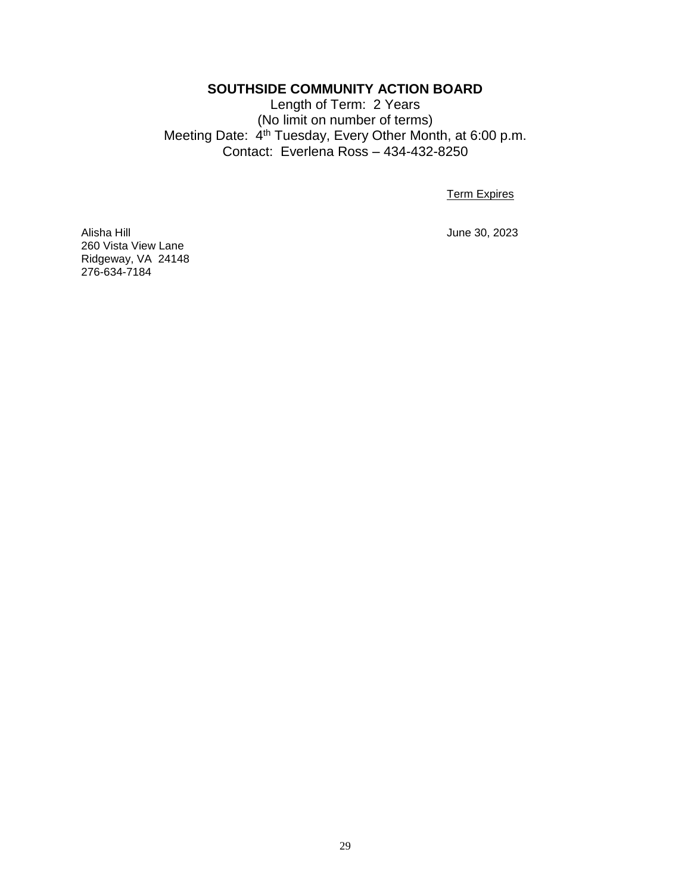## SOUTHSIDE COMMUNITY ACTION BOARD

Length of Term: 2 Years
(No limit on number of terms)
Meeting Date: 4th Tuesday, Every Other Month, at 6:00 p.m.
Contact: Everlena Ross – 434-432-8250

| | Term Expires |
|---|---|
| Alisha Hill<br>260 Vista View Lane<br>Ridgeway, VA 24148<br>276-634-7184 | June 30, 2023 |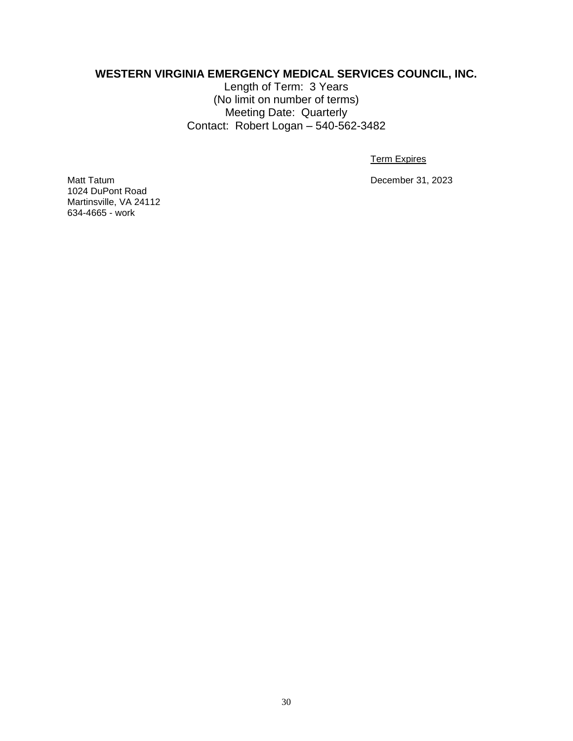## WESTERN VIRGINIA EMERGENCY MEDICAL SERVICES COUNCIL, INC.

Length of Term: 3 Years
(No limit on number of terms)
Meeting Date: Quarterly
Contact: Robert Logan – 540-562-3482

| | Term Expires |
|---|---|
| Matt Tatum<br>1024 DuPont Road<br>Martinsville, VA 24112<br>634-4665 - work | December 31, 2023 |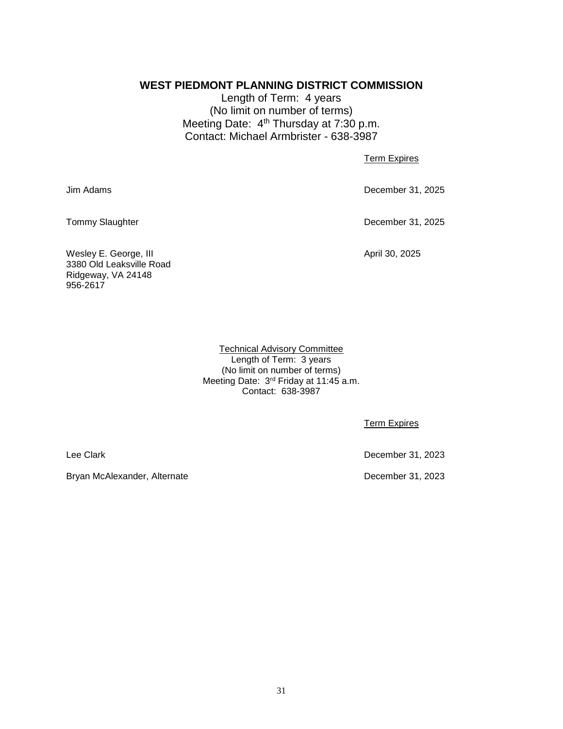## WEST PIEDMONT PLANNING DISTRICT COMMISSION

Length of Term: 4 years
(No limit on number of terms)
Meeting Date: 4th Thursday at 7:30 p.m.
Contact: Michael Armbrister - 638-3987

| | Term Expires |
|---|---|
| Jim Adams | December 31, 2025 |
| Tommy Slaughter | December 31, 2025 |
| Wesley E. George, III<br>3380 Old Leaksville Road<br>Ridgeway, VA 24148<br>956-2617 | April 30, 2025 |

### Technical Advisory Committee

Length of Term: 3 years
(No limit on number of terms)
Meeting Date: 3rd Friday at 11:45 a.m.
Contact: 638-3987

| | Term Expires |
|---|---|
| Lee Clark | December 31, 2023 |
| Bryan McAlexander, Alternate | December 31, 2023 |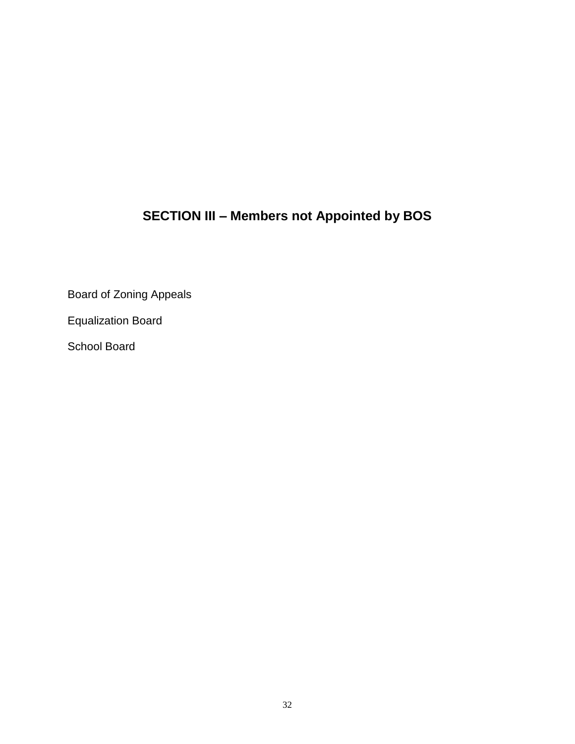# SECTION III – Members not Appointed by BOS

Board of Zoning Appeals

Equalization Board

School Board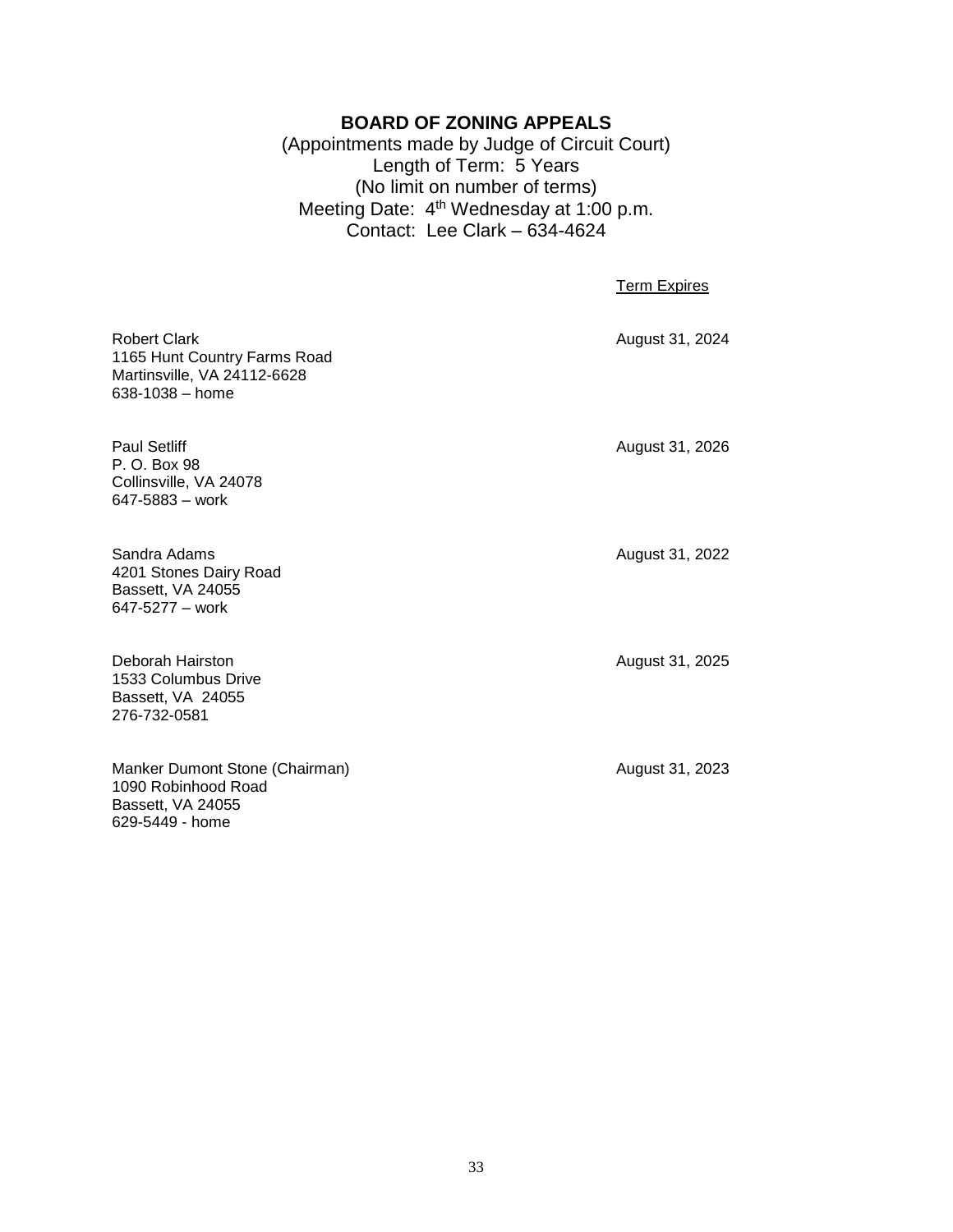## BOARD OF ZONING APPEALS

(Appointments made by Judge of Circuit Court)
Length of Term: 5 Years
(No limit on number of terms)
Meeting Date: 4th Wednesday at 1:00 p.m.
Contact: Lee Clark – 634-4624

| | Term Expires |
|---|---|
| Robert Clark<br>1165 Hunt Country Farms Road<br>Martinsville, VA 24112-6628<br>638-1038 – home | August 31, 2024 |
| Paul Setliff<br>P. O. Box 98<br>Collinsville, VA 24078<br>647-5883 – work | August 31, 2026 |
| Sandra Adams<br>4201 Stones Dairy Road<br>Bassett, VA 24055<br>647-5277 – work | August 31, 2022 |
| Deborah Hairston<br>1533 Columbus Drive<br>Bassett, VA 24055<br>276-732-0581 | August 31, 2025 |
| Manker Dumont Stone (Chairman)<br>1090 Robinhood Road<br>Bassett, VA 24055<br>629-5449 - home | August 31, 2023 |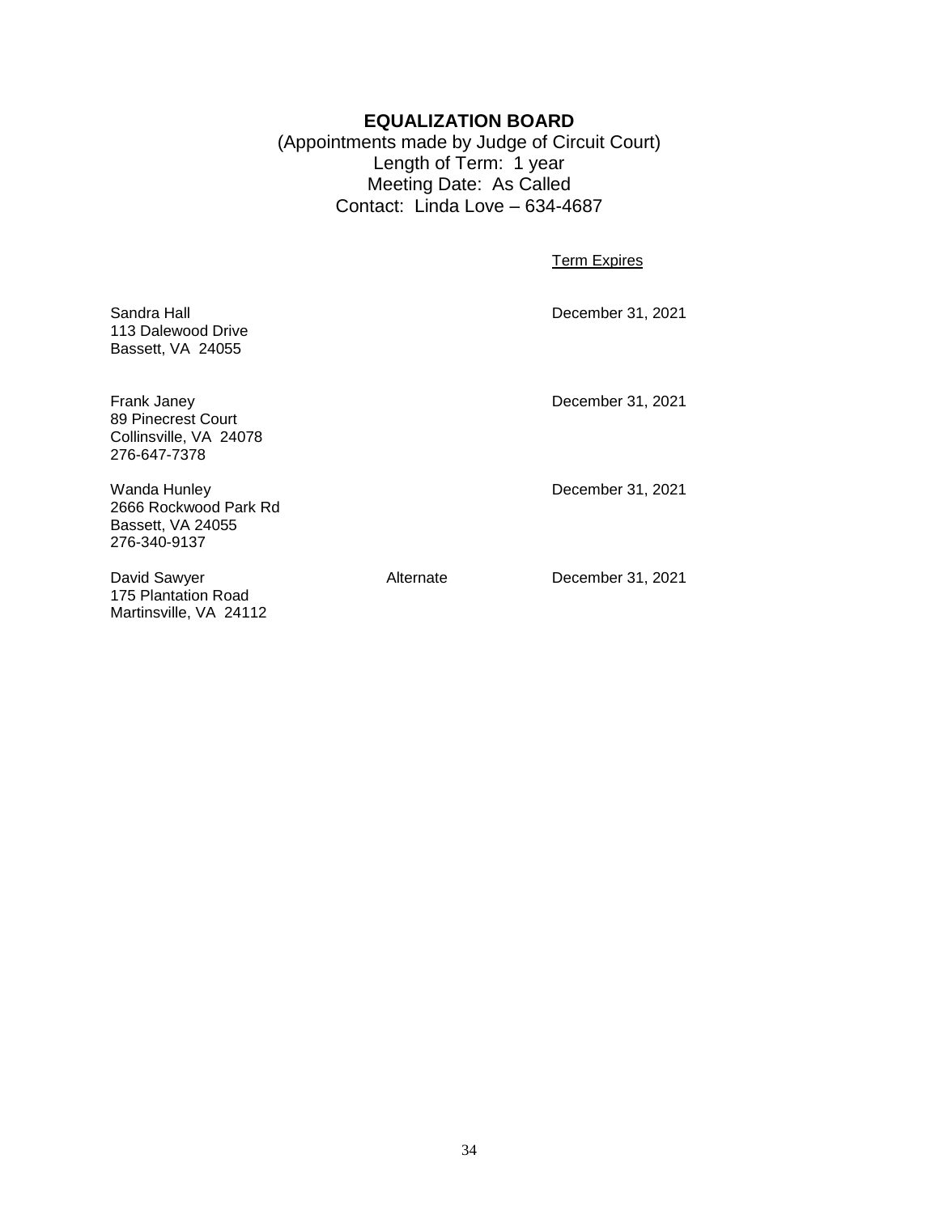# EQUALIZATION BOARD

(Appointments made by Judge of Circuit Court)
Length of Term: 1 year
Meeting Date: As Called
Contact: Linda Love – 634-4687

| | | Term Expires |
|---|---|---|
| Sandra Hall<br>113 Dalewood Drive<br>Bassett, VA 24055 | | December 31, 2021 |
| Frank Janey<br>89 Pinecrest Court<br>Collinsville, VA 24078<br>276-647-7378 | | December 31, 2021 |
| Wanda Hunley<br>2666 Rockwood Park Rd<br>Bassett, VA 24055<br>276-340-9137 | | December 31, 2021 |
| David Sawyer<br>175 Plantation Road<br>Martinsville, VA 24112 | Alternate | December 31, 2021 |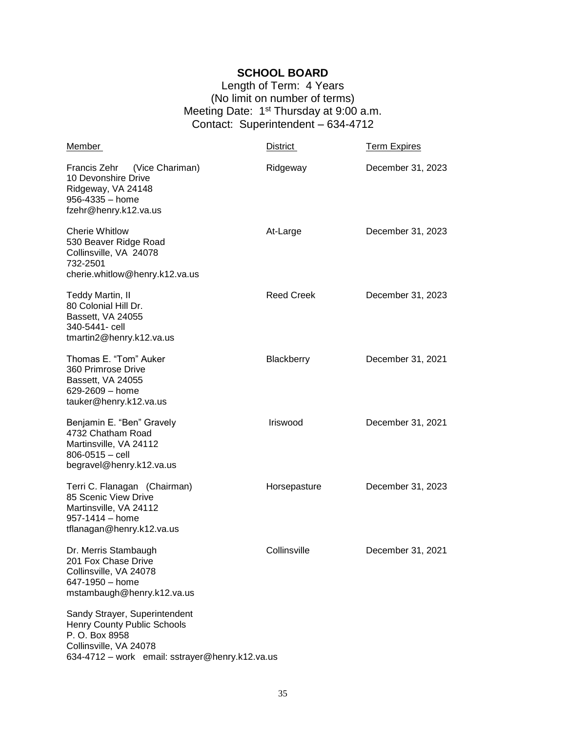# SCHOOL BOARD

Length of Term: 4 Years
(No limit on number of terms)
Meeting Date: 1st Thursday at 9:00 a.m.
Contact: Superintendent – 634-4712

| Member | District | Term Expires |
|---|---|---|
| Francis Zehr (Vice Chariman)<br>10 Devonshire Drive<br>Ridgeway, VA 24148<br>956-4335 – home<br>fzehr@henry.k12.va.us | Ridgeway | December 31, 2023 |
| Cherie Whitlow<br>530 Beaver Ridge Road<br>Collinsville, VA 24078<br>732-2501<br>cherie.whitlow@henry.k12.va.us | At-Large | December 31, 2023 |
| Teddy Martin, II<br>80 Colonial Hill Dr.<br>Bassett, VA 24055<br>340-5441- cell<br>tmartin2@henry.k12.va.us | Reed Creek | December 31, 2023 |
| Thomas E. "Tom" Auker<br>360 Primrose Drive<br>Bassett, VA 24055<br>629-2609 – home<br>tauker@henry.k12.va.us | Blackberry | December 31, 2021 |
| Benjamin E. "Ben" Gravely<br>4732 Chatham Road<br>Martinsville, VA 24112<br>806-0515 – cell<br>begravel@henry.k12.va.us | Iriswood | December 31, 2021 |
| Terri C. Flanagan (Chairman)<br>85 Scenic View Drive<br>Martinsville, VA 24112<br>957-1414 – home<br>tflanagan@henry.k12.va.us | Horsepasture | December 31, 2023 |
| Dr. Merris Stambaugh<br>201 Fox Chase Drive<br>Collinsville, VA 24078<br>647-1950 – home<br>mstambaugh@henry.k12.va.us | Collinsville | December 31, 2021 |

Sandy Strayer, Superintendent
Henry County Public Schools
P. O. Box 8958
Collinsville, VA 24078
634-4712 – work email: sstrayer@henry.k12.va.us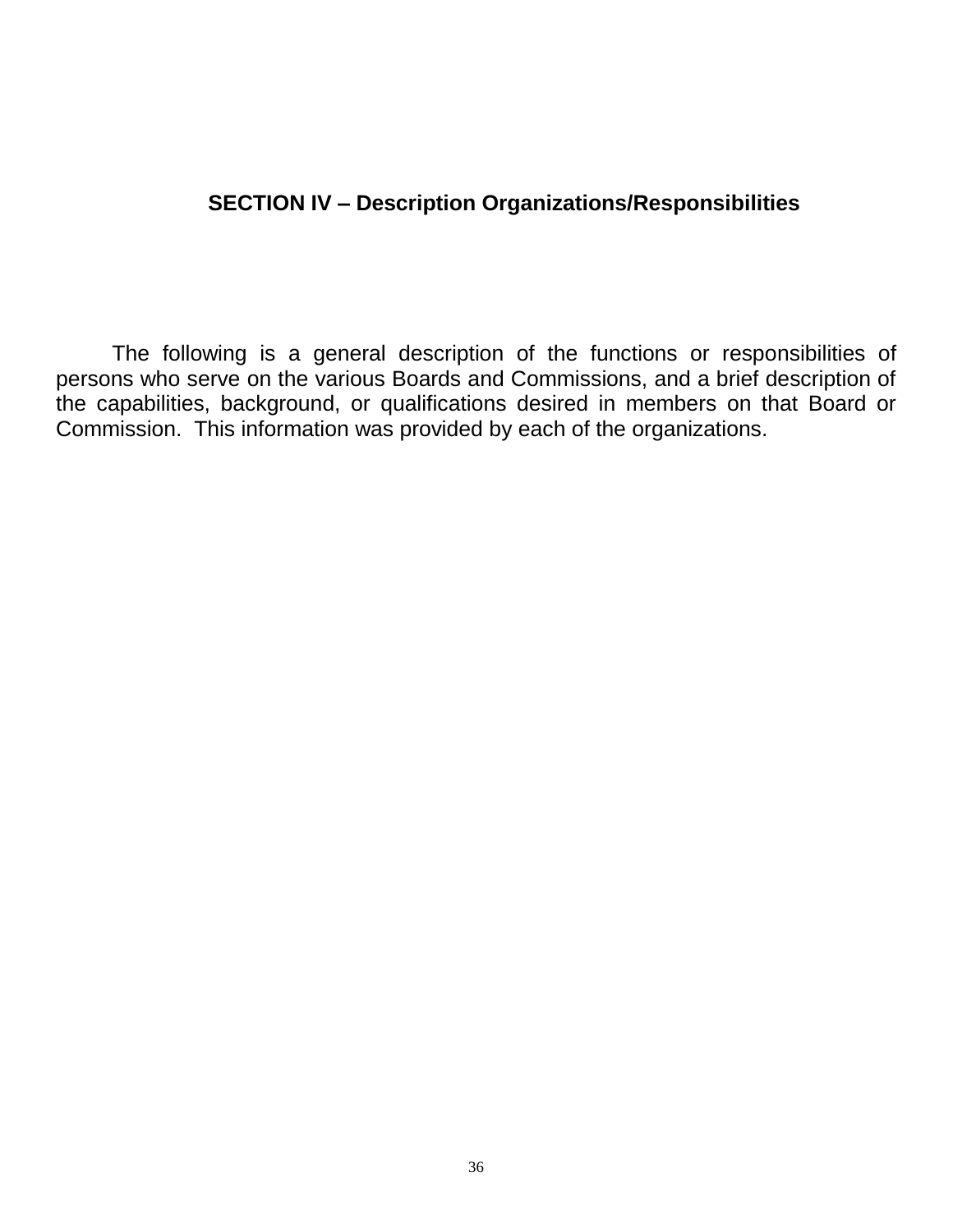## SECTION IV – Description Organizations/Responsibilities

The following is a general description of the functions or responsibilities of persons who serve on the various Boards and Commissions, and a brief description of the capabilities, background, or qualifications desired in members on that Board or Commission. This information was provided by each of the organizations.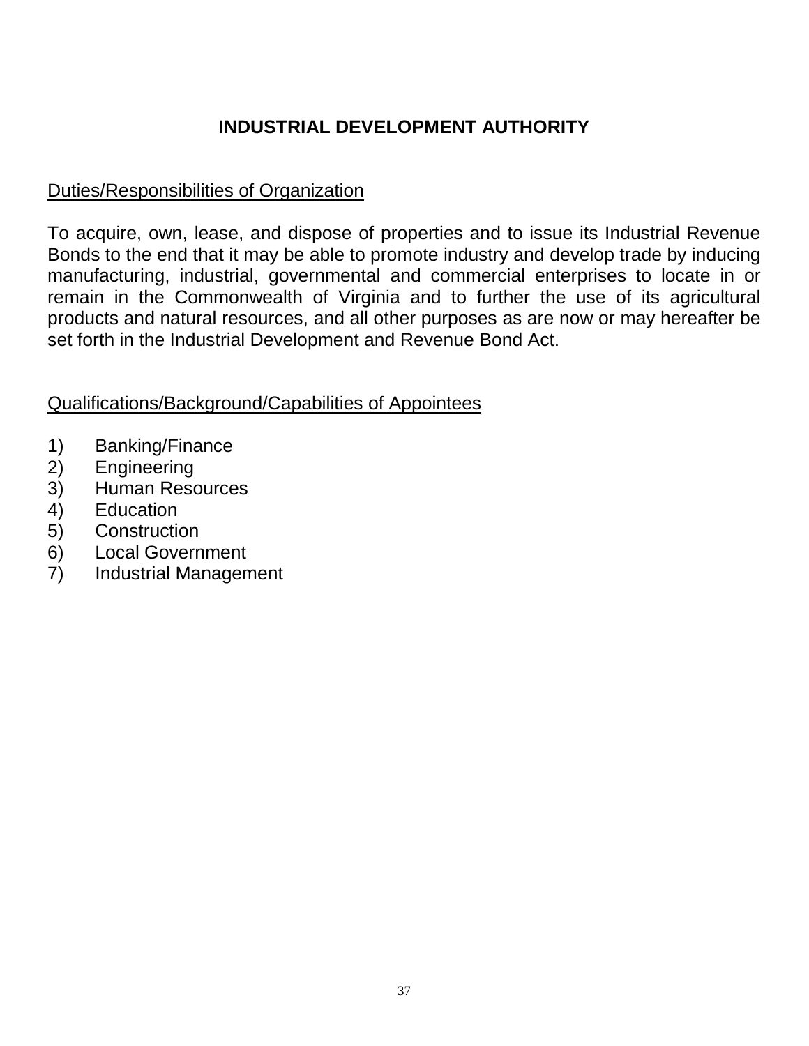# INDUSTRIAL DEVELOPMENT AUTHORITY

## Duties/Responsibilities of Organization

To acquire, own, lease, and dispose of properties and to issue its Industrial Revenue Bonds to the end that it may be able to promote industry and develop trade by inducing manufacturing, industrial, governmental and commercial enterprises to locate in or remain in the Commonwealth of Virginia and to further the use of its agricultural products and natural resources, and all other purposes as are now or may hereafter be set forth in the Industrial Development and Revenue Bond Act.

## Qualifications/Background/Capabilities of Appointees

1) Banking/Finance
2) Engineering
3) Human Resources
4) Education
5) Construction
6) Local Government
7) Industrial Management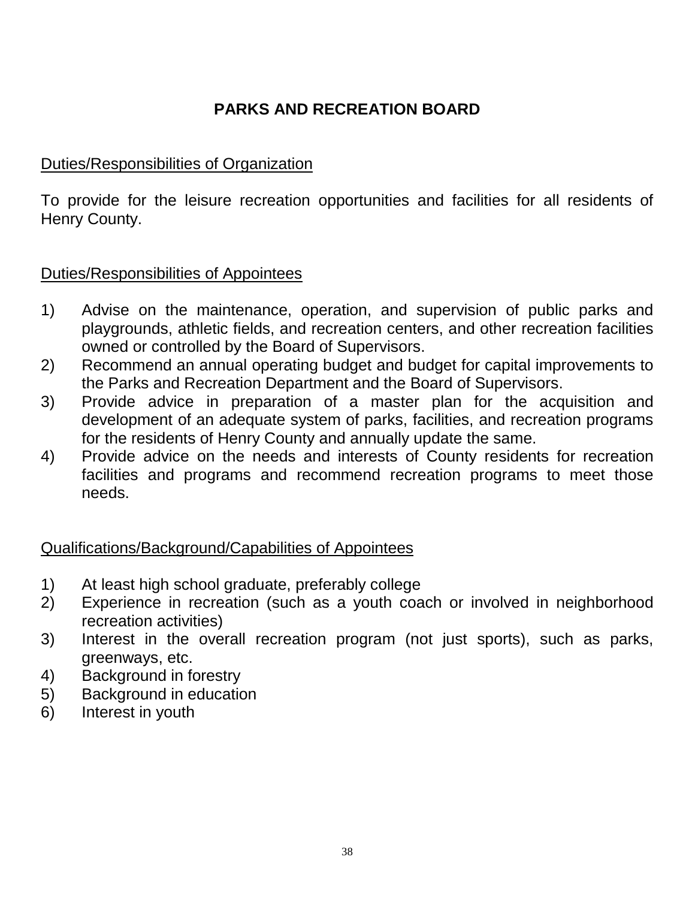# PARKS AND RECREATION BOARD

## Duties/Responsibilities of Organization

To provide for the leisure recreation opportunities and facilities for all residents of Henry County.

## Duties/Responsibilities of Appointees

1) Advise on the maintenance, operation, and supervision of public parks and playgrounds, athletic fields, and recreation centers, and other recreation facilities owned or controlled by the Board of Supervisors.
2) Recommend an annual operating budget and budget for capital improvements to the Parks and Recreation Department and the Board of Supervisors.
3) Provide advice in preparation of a master plan for the acquisition and development of an adequate system of parks, facilities, and recreation programs for the residents of Henry County and annually update the same.
4) Provide advice on the needs and interests of County residents for recreation facilities and programs and recommend recreation programs to meet those needs.

## Qualifications/Background/Capabilities of Appointees

1) At least high school graduate, preferably college
2) Experience in recreation (such as a youth coach or involved in neighborhood recreation activities)
3) Interest in the overall recreation program (not just sports), such as parks, greenways, etc.
4) Background in forestry
5) Background in education
6) Interest in youth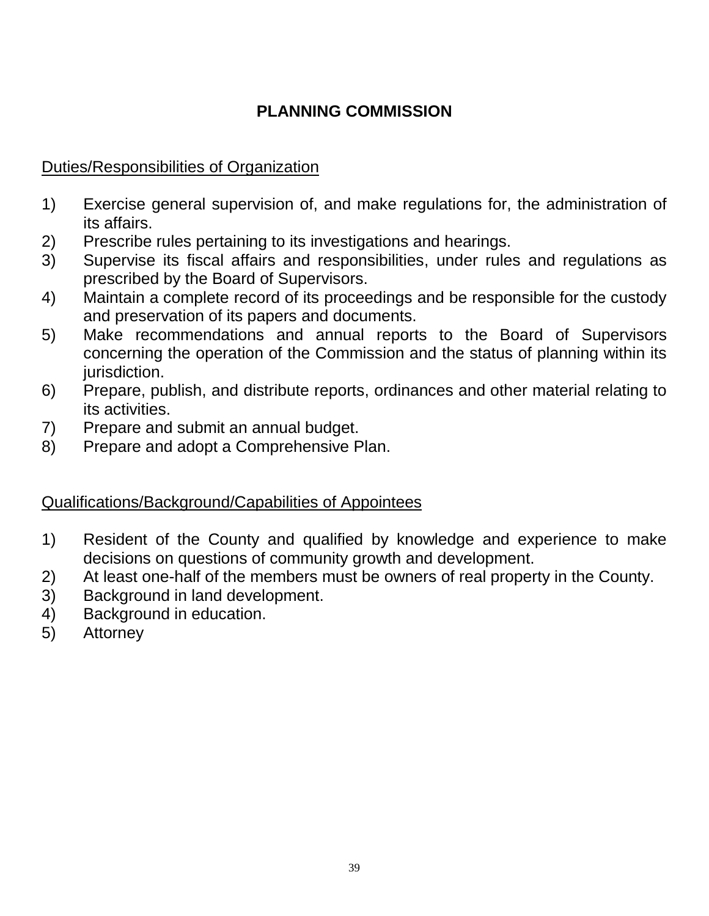# PLANNING COMMISSION

Duties/Responsibilities of Organization

1) Exercise general supervision of, and make regulations for, the administration of its affairs.
2) Prescribe rules pertaining to its investigations and hearings.
3) Supervise its fiscal affairs and responsibilities, under rules and regulations as prescribed by the Board of Supervisors.
4) Maintain a complete record of its proceedings and be responsible for the custody and preservation of its papers and documents.
5) Make recommendations and annual reports to the Board of Supervisors concerning the operation of the Commission and the status of planning within its jurisdiction.
6) Prepare, publish, and distribute reports, ordinances and other material relating to its activities.
7) Prepare and submit an annual budget.
8) Prepare and adopt a Comprehensive Plan.

Qualifications/Background/Capabilities of Appointees

1) Resident of the County and qualified by knowledge and experience to make decisions on questions of community growth and development.
2) At least one-half of the members must be owners of real property in the County.
3) Background in land development.
4) Background in education.
5) Attorney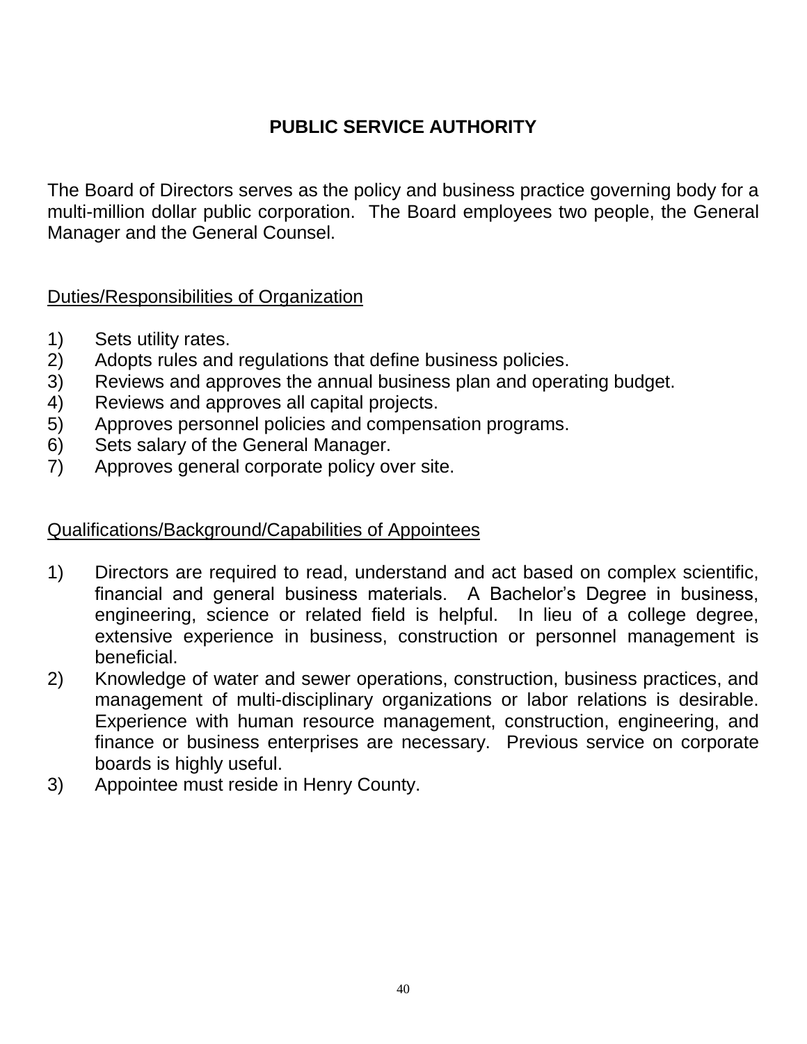# PUBLIC SERVICE AUTHORITY

The Board of Directors serves as the policy and business practice governing body for a multi-million dollar public corporation. The Board employees two people, the General Manager and the General Counsel.

## Duties/Responsibilities of Organization

1) Sets utility rates.
2) Adopts rules and regulations that define business policies.
3) Reviews and approves the annual business plan and operating budget.
4) Reviews and approves all capital projects.
5) Approves personnel policies and compensation programs.
6) Sets salary of the General Manager.
7) Approves general corporate policy over site.

## Qualifications/Background/Capabilities of Appointees

1) Directors are required to read, understand and act based on complex scientific, financial and general business materials. A Bachelor's Degree in business, engineering, science or related field is helpful. In lieu of a college degree, extensive experience in business, construction or personnel management is beneficial.
2) Knowledge of water and sewer operations, construction, business practices, and management of multi-disciplinary organizations or labor relations is desirable. Experience with human resource management, construction, engineering, and finance or business enterprises are necessary. Previous service on corporate boards is highly useful.
3) Appointee must reside in Henry County.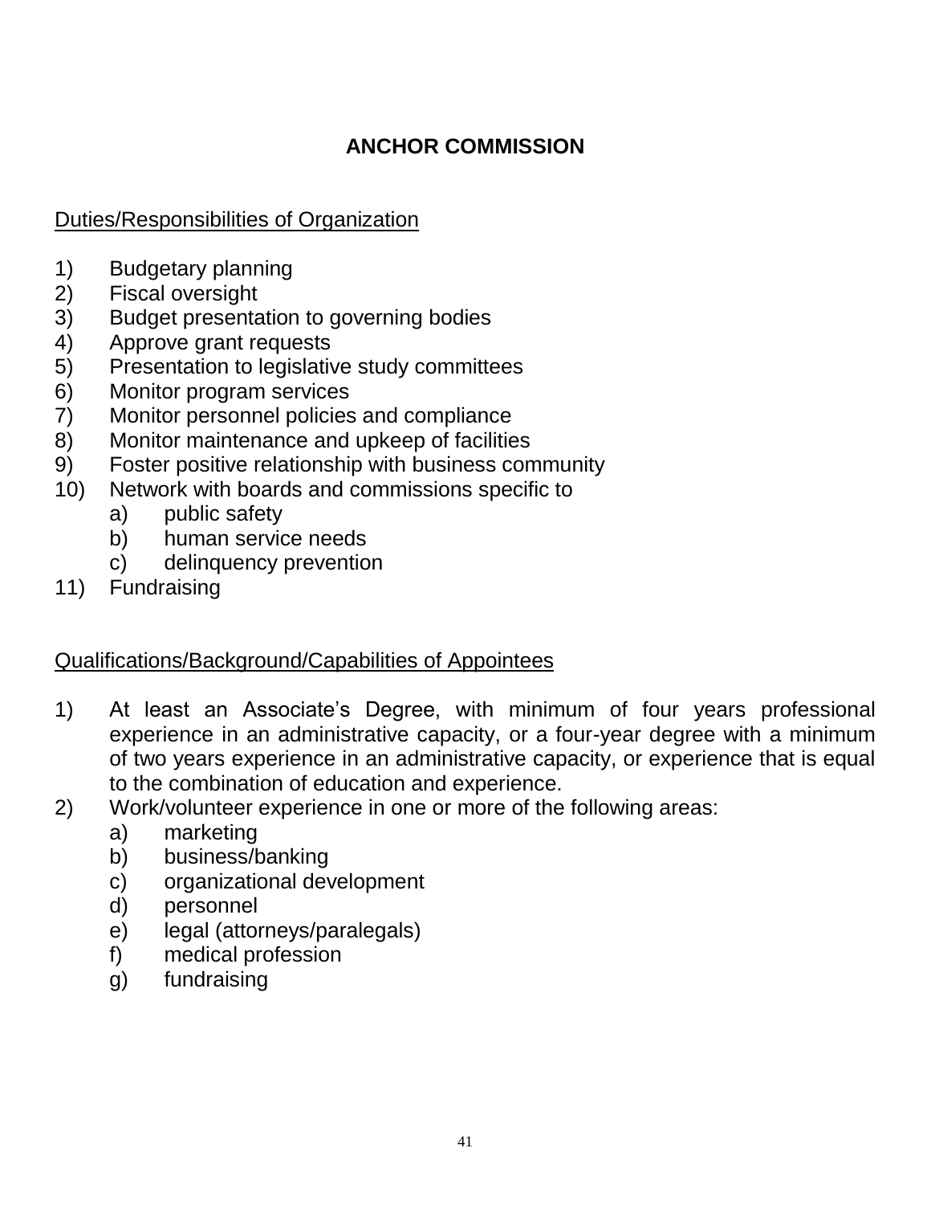# ANCHOR COMMISSION

## Duties/Responsibilities of Organization

1) Budgetary planning
2) Fiscal oversight
3) Budget presentation to governing bodies
4) Approve grant requests
5) Presentation to legislative study committees
6) Monitor program services
7) Monitor personnel policies and compliance
8) Monitor maintenance and upkeep of facilities
9) Foster positive relationship with business community
10) Network with boards and commissions specific to
    a) public safety
    b) human service needs
    c) delinquency prevention
11) Fundraising

## Qualifications/Background/Capabilities of Appointees

1) At least an Associate's Degree, with minimum of four years professional experience in an administrative capacity, or a four-year degree with a minimum of two years experience in an administrative capacity, or experience that is equal to the combination of education and experience.
2) Work/volunteer experience in one or more of the following areas:
    a) marketing
    b) business/banking
    c) organizational development
    d) personnel
    e) legal (attorneys/paralegals)
    f) medical profession
    g) fundraising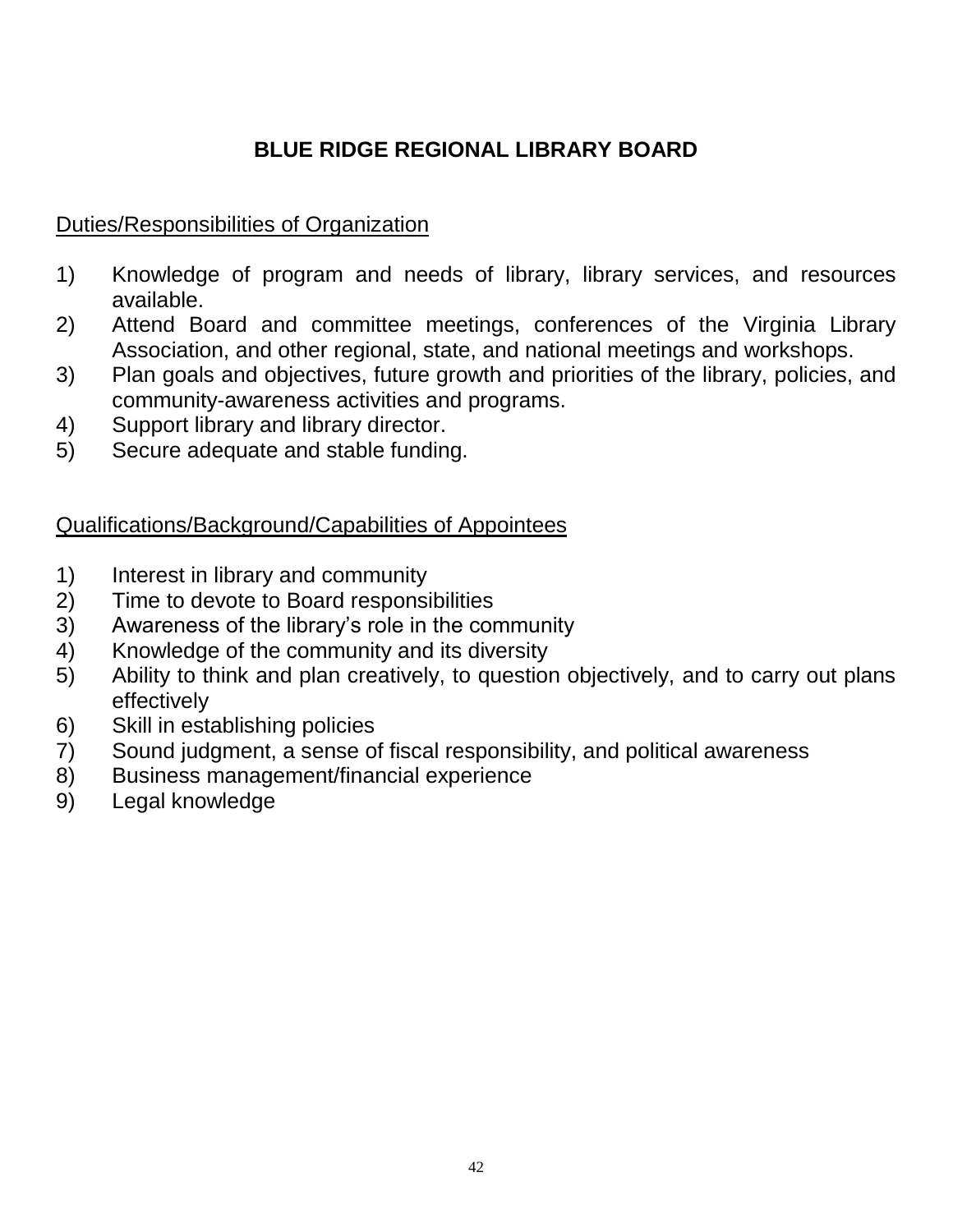# BLUE RIDGE REGIONAL LIBRARY BOARD

## Duties/Responsibilities of Organization

1) Knowledge of program and needs of library, library services, and resources available.
2) Attend Board and committee meetings, conferences of the Virginia Library Association, and other regional, state, and national meetings and workshops.
3) Plan goals and objectives, future growth and priorities of the library, policies, and community-awareness activities and programs.
4) Support library and library director.
5) Secure adequate and stable funding.

## Qualifications/Background/Capabilities of Appointees

1) Interest in library and community
2) Time to devote to Board responsibilities
3) Awareness of the library's role in the community
4) Knowledge of the community and its diversity
5) Ability to think and plan creatively, to question objectively, and to carry out plans effectively
6) Skill in establishing policies
7) Sound judgment, a sense of fiscal responsibility, and political awareness
8) Business management/financial experience
9) Legal knowledge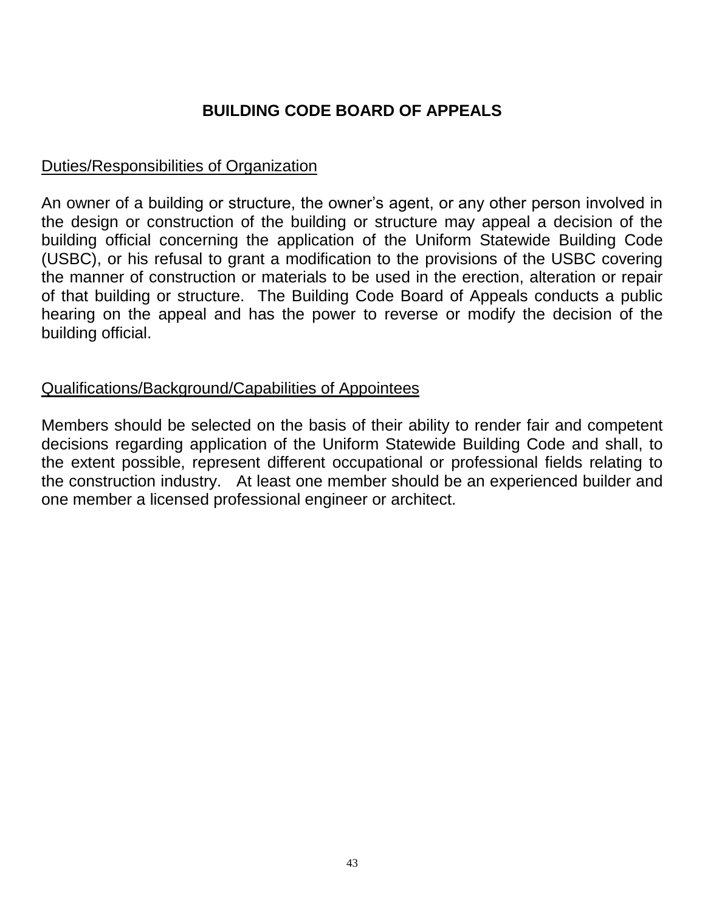# BUILDING CODE BOARD OF APPEALS

## Duties/Responsibilities of Organization

An owner of a building or structure, the owner's agent, or any other person involved in the design or construction of the building or structure may appeal a decision of the building official concerning the application of the Uniform Statewide Building Code (USBC), or his refusal to grant a modification to the provisions of the USBC covering the manner of construction or materials to be used in the erection, alteration or repair of that building or structure. The Building Code Board of Appeals conducts a public hearing on the appeal and has the power to reverse or modify the decision of the building official.

## Qualifications/Background/Capabilities of Appointees

Members should be selected on the basis of their ability to render fair and competent decisions regarding application of the Uniform Statewide Building Code and shall, to the extent possible, represent different occupational or professional fields relating to the construction industry. At least one member should be an experienced builder and one member a licensed professional engineer or architect.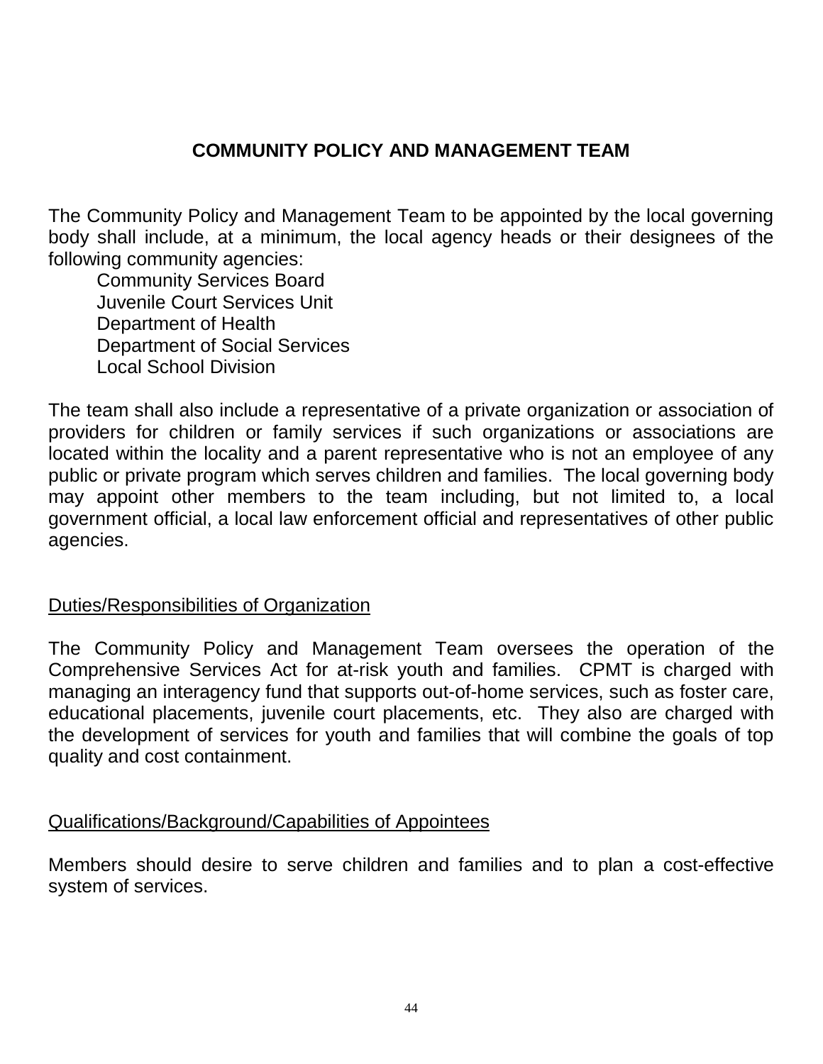# COMMUNITY POLICY AND MANAGEMENT TEAM

The Community Policy and Management Team to be appointed by the local governing body shall include, at a minimum, the local agency heads or their designees of the following community agencies:

- Community Services Board
- Juvenile Court Services Unit
- Department of Health
- Department of Social Services
- Local School Division

The team shall also include a representative of a private organization or association of providers for children or family services if such organizations or associations are located within the locality and a parent representative who is not an employee of any public or private program which serves children and families. The local governing body may appoint other members to the team including, but not limited to, a local government official, a local law enforcement official and representatives of other public agencies.

## Duties/Responsibilities of Organization

The Community Policy and Management Team oversees the operation of the Comprehensive Services Act for at-risk youth and families. CPMT is charged with managing an interagency fund that supports out-of-home services, such as foster care, educational placements, juvenile court placements, etc. They also are charged with the development of services for youth and families that will combine the goals of top quality and cost containment.

## Qualifications/Background/Capabilities of Appointees

Members should desire to serve children and families and to plan a cost-effective system of services.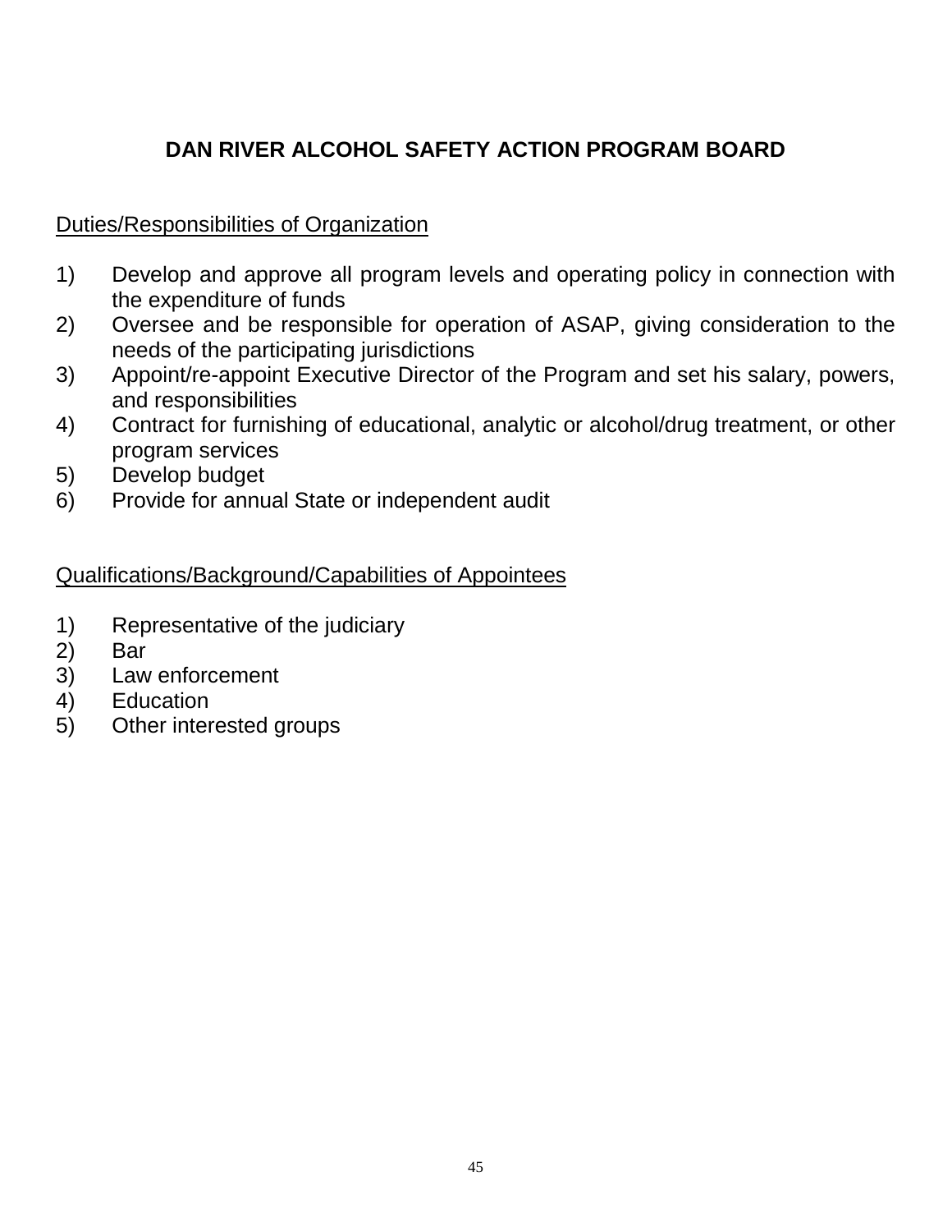## DAN RIVER ALCOHOL SAFETY ACTION PROGRAM BOARD

Duties/Responsibilities of Organization

1) Develop and approve all program levels and operating policy in connection with the expenditure of funds
2) Oversee and be responsible for operation of ASAP, giving consideration to the needs of the participating jurisdictions
3) Appoint/re-appoint Executive Director of the Program and set his salary, powers, and responsibilities
4) Contract for furnishing of educational, analytic or alcohol/drug treatment, or other program services
5) Develop budget
6) Provide for annual State or independent audit

Qualifications/Background/Capabilities of Appointees

1) Representative of the judiciary
2) Bar
3) Law enforcement
4) Education
5) Other interested groups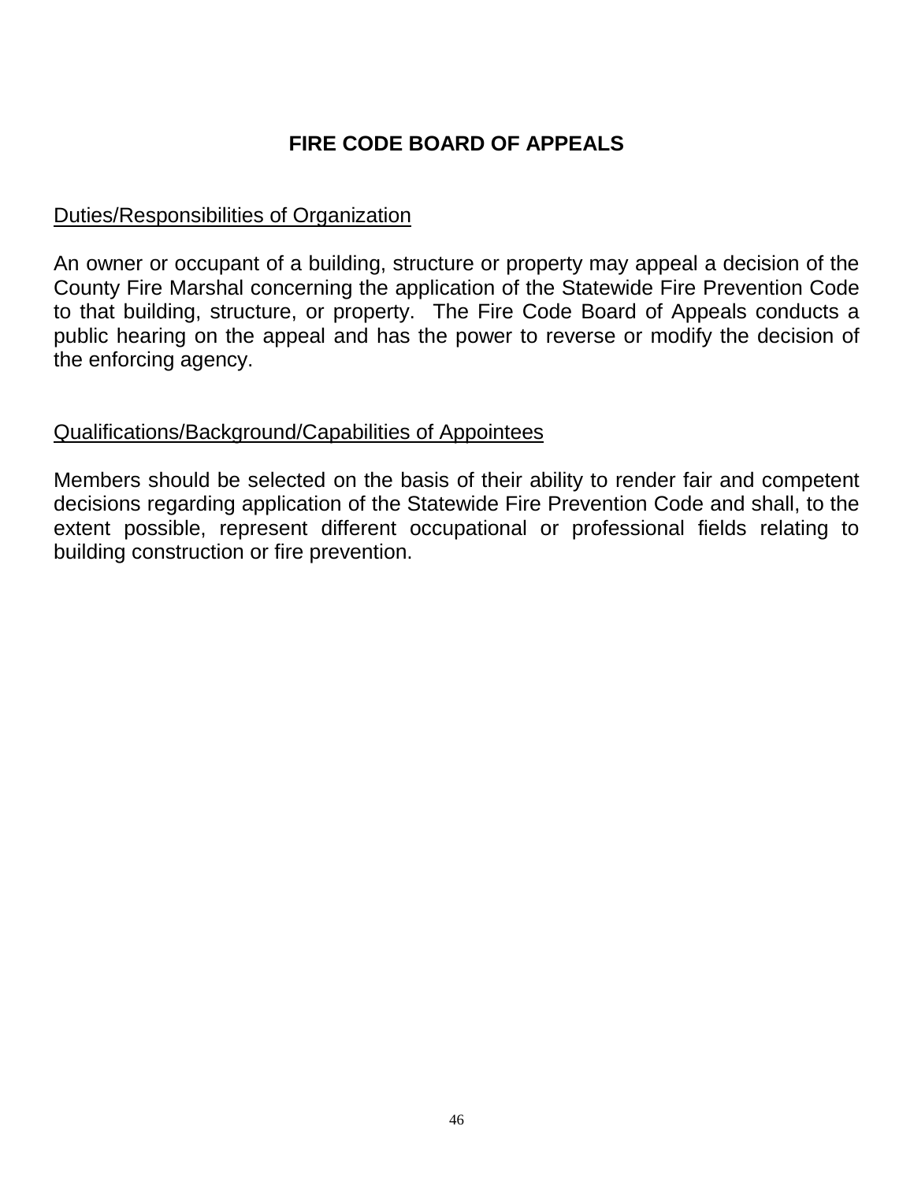# FIRE CODE BOARD OF APPEALS

## Duties/Responsibilities of Organization

An owner or occupant of a building, structure or property may appeal a decision of the County Fire Marshal concerning the application of the Statewide Fire Prevention Code to that building, structure, or property. The Fire Code Board of Appeals conducts a public hearing on the appeal and has the power to reverse or modify the decision of the enforcing agency.

## Qualifications/Background/Capabilities of Appointees

Members should be selected on the basis of their ability to render fair and competent decisions regarding application of the Statewide Fire Prevention Code and shall, to the extent possible, represent different occupational or professional fields relating to building construction or fire prevention.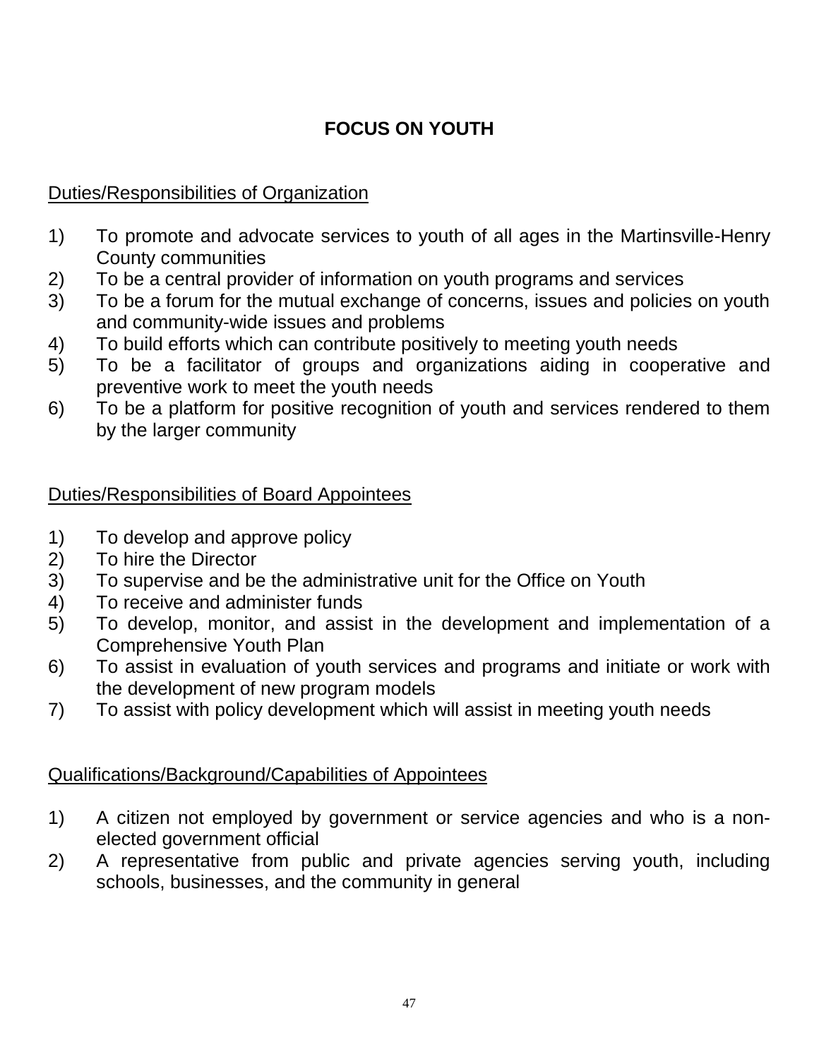# FOCUS ON YOUTH

## Duties/Responsibilities of Organization

1) To promote and advocate services to youth of all ages in the Martinsville-Henry County communities
2) To be a central provider of information on youth programs and services
3) To be a forum for the mutual exchange of concerns, issues and policies on youth and community-wide issues and problems
4) To build efforts which can contribute positively to meeting youth needs
5) To be a facilitator of groups and organizations aiding in cooperative and preventive work to meet the youth needs
6) To be a platform for positive recognition of youth and services rendered to them by the larger community

## Duties/Responsibilities of Board Appointees

1) To develop and approve policy
2) To hire the Director
3) To supervise and be the administrative unit for the Office on Youth
4) To receive and administer funds
5) To develop, monitor, and assist in the development and implementation of a Comprehensive Youth Plan
6) To assist in evaluation of youth services and programs and initiate or work with the development of new program models
7) To assist with policy development which will assist in meeting youth needs

## Qualifications/Background/Capabilities of Appointees

1) A citizen not employed by government or service agencies and who is a non-elected government official
2) A representative from public and private agencies serving youth, including schools, businesses, and the community in general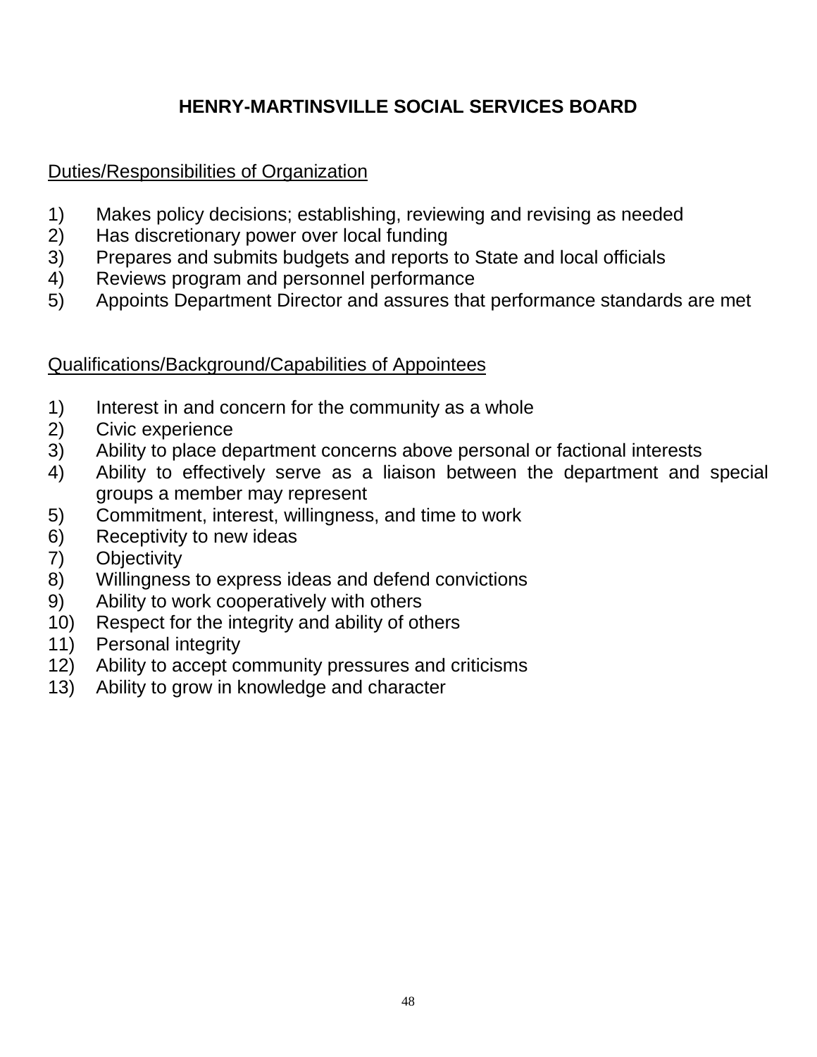# HENRY-MARTINSVILLE SOCIAL SERVICES BOARD

## Duties/Responsibilities of Organization

1) Makes policy decisions; establishing, reviewing and revising as needed
2) Has discretionary power over local funding
3) Prepares and submits budgets and reports to State and local officials
4) Reviews program and personnel performance
5) Appoints Department Director and assures that performance standards are met

## Qualifications/Background/Capabilities of Appointees

1) Interest in and concern for the community as a whole
2) Civic experience
3) Ability to place department concerns above personal or factional interests
4) Ability to effectively serve as a liaison between the department and special groups a member may represent
5) Commitment, interest, willingness, and time to work
6) Receptivity to new ideas
7) Objectivity
8) Willingness to express ideas and defend convictions
9) Ability to work cooperatively with others
10) Respect for the integrity and ability of others
11) Personal integrity
12) Ability to accept community pressures and criticisms
13) Ability to grow in knowledge and character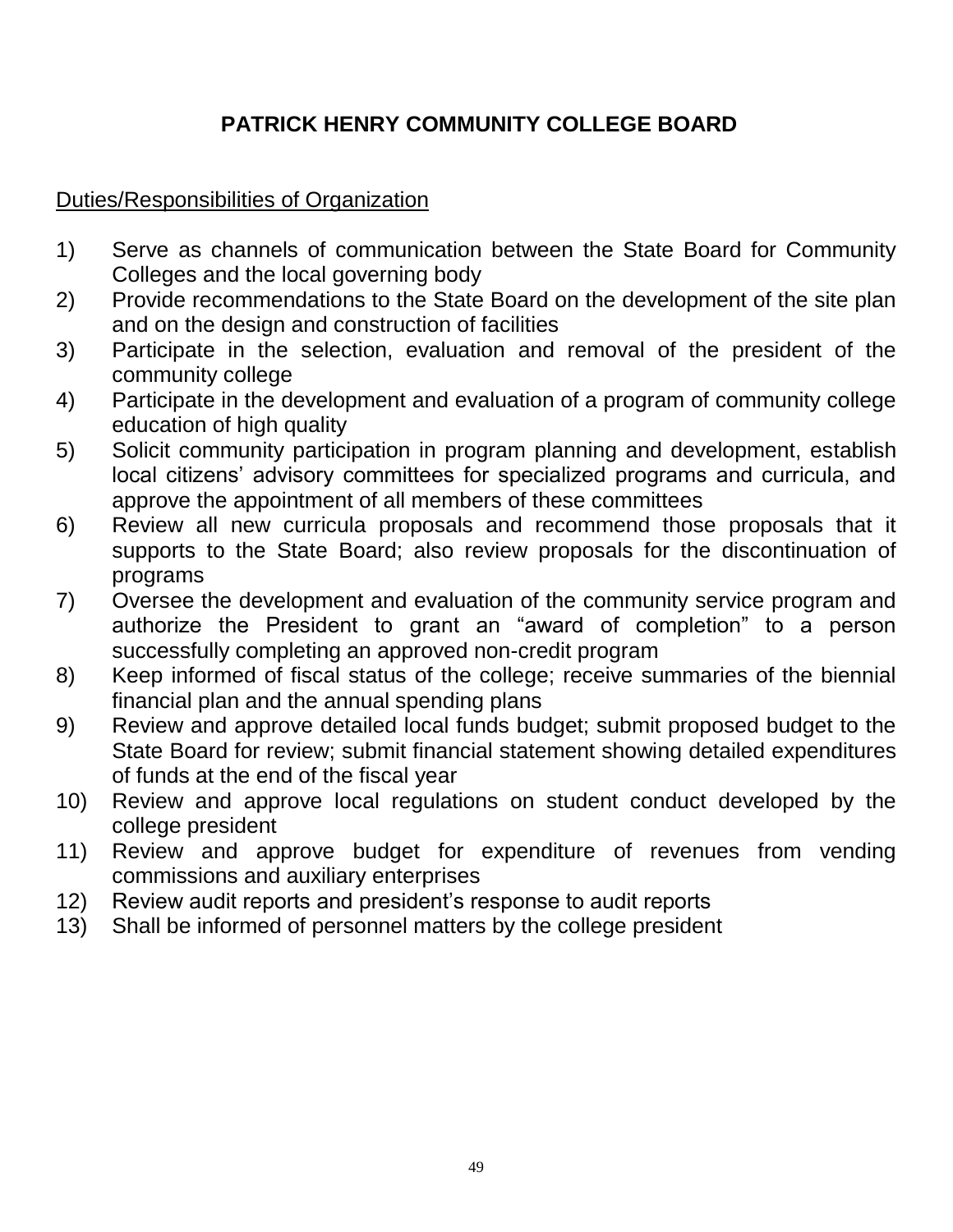# PATRICK HENRY COMMUNITY COLLEGE BOARD

<u>Duties/Responsibilities of Organization</u>

1) Serve as channels of communication between the State Board for Community Colleges and the local governing body
2) Provide recommendations to the State Board on the development of the site plan and on the design and construction of facilities
3) Participate in the selection, evaluation and removal of the president of the community college
4) Participate in the development and evaluation of a program of community college education of high quality
5) Solicit community participation in program planning and development, establish local citizens' advisory committees for specialized programs and curricula, and approve the appointment of all members of these committees
6) Review all new curricula proposals and recommend those proposals that it supports to the State Board; also review proposals for the discontinuation of programs
7) Oversee the development and evaluation of the community service program and authorize the President to grant an "award of completion" to a person successfully completing an approved non-credit program
8) Keep informed of fiscal status of the college; receive summaries of the biennial financial plan and the annual spending plans
9) Review and approve detailed local funds budget; submit proposed budget to the State Board for review; submit financial statement showing detailed expenditures of funds at the end of the fiscal year
10) Review and approve local regulations on student conduct developed by the college president
11) Review and approve budget for expenditure of revenues from vending commissions and auxiliary enterprises
12) Review audit reports and president's response to audit reports
13) Shall be informed of personnel matters by the college president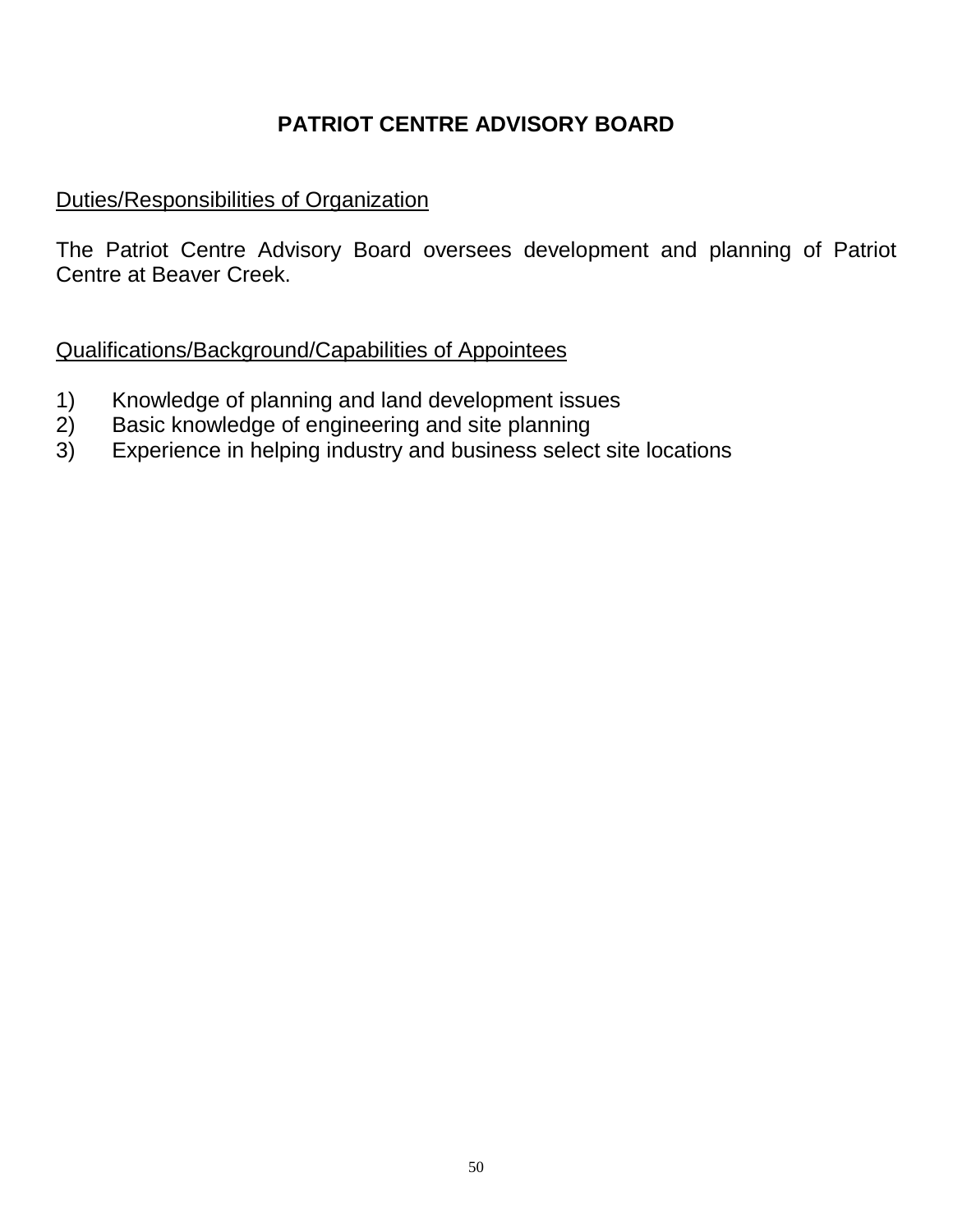# PATRIOT CENTRE ADVISORY BOARD

Duties/Responsibilities of Organization

The Patriot Centre Advisory Board oversees development and planning of Patriot Centre at Beaver Creek.

Qualifications/Background/Capabilities of Appointees

1) Knowledge of planning and land development issues
2) Basic knowledge of engineering and site planning
3) Experience in helping industry and business select site locations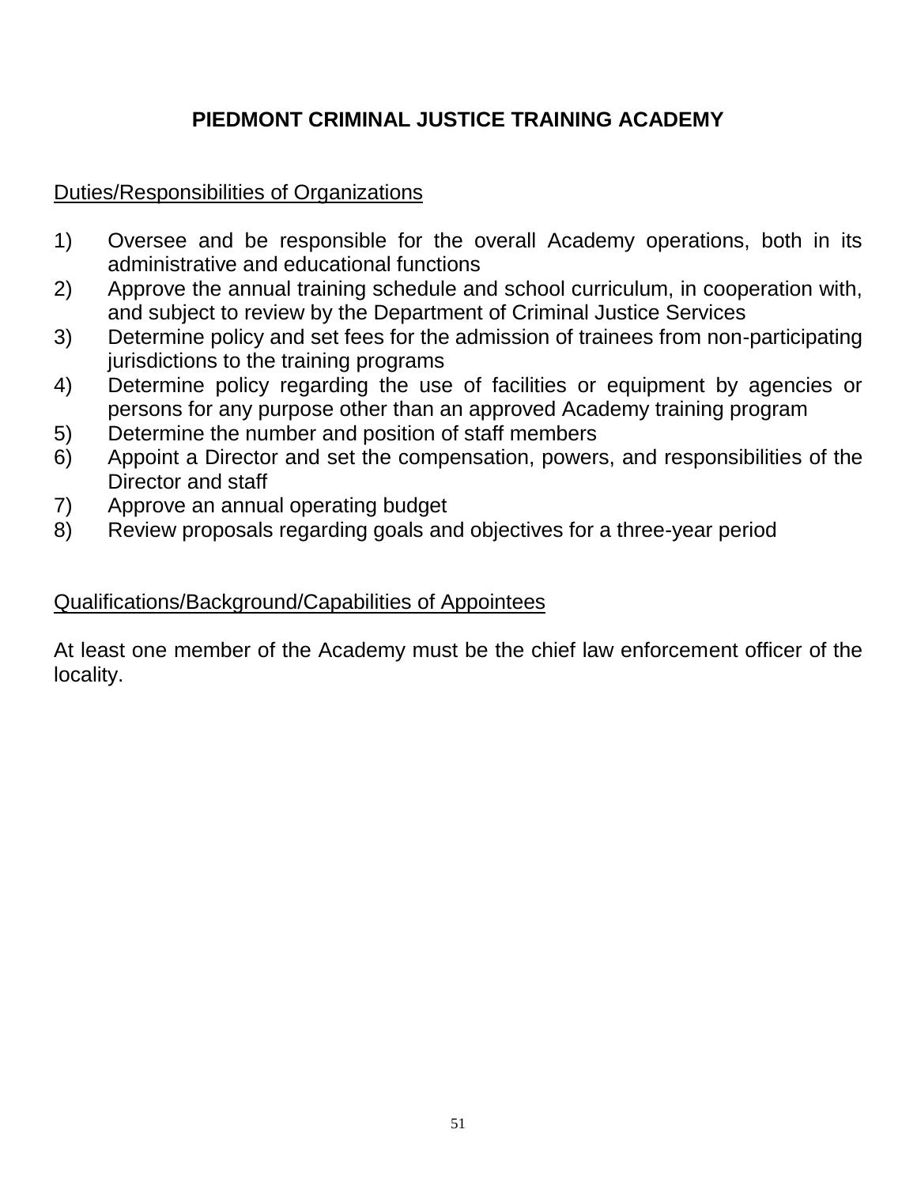# PIEDMONT CRIMINAL JUSTICE TRAINING ACADEMY

## Duties/Responsibilities of Organizations

1) Oversee and be responsible for the overall Academy operations, both in its administrative and educational functions
2) Approve the annual training schedule and school curriculum, in cooperation with, and subject to review by the Department of Criminal Justice Services
3) Determine policy and set fees for the admission of trainees from non-participating jurisdictions to the training programs
4) Determine policy regarding the use of facilities or equipment by agencies or persons for any purpose other than an approved Academy training program
5) Determine the number and position of staff members
6) Appoint a Director and set the compensation, powers, and responsibilities of the Director and staff
7) Approve an annual operating budget
8) Review proposals regarding goals and objectives for a three-year period

## Qualifications/Background/Capabilities of Appointees

At least one member of the Academy must be the chief law enforcement officer of the locality.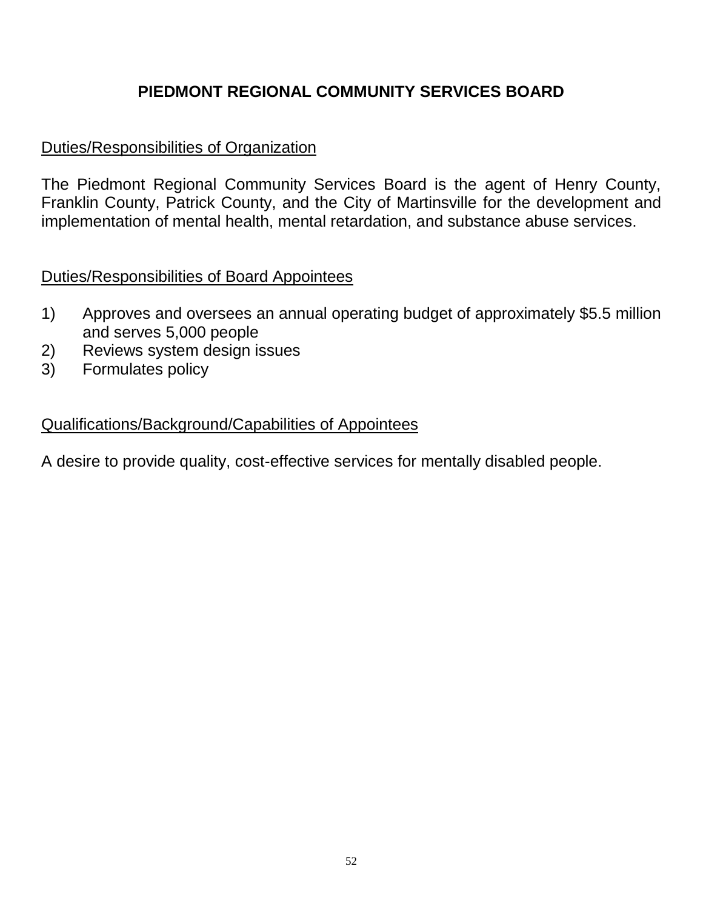# PIEDMONT REGIONAL COMMUNITY SERVICES BOARD

## Duties/Responsibilities of Organization

The Piedmont Regional Community Services Board is the agent of Henry County, Franklin County, Patrick County, and the City of Martinsville for the development and implementation of mental health, mental retardation, and substance abuse services.

## Duties/Responsibilities of Board Appointees

1) Approves and oversees an annual operating budget of approximately $5.5 million and serves 5,000 people
2) Reviews system design issues
3) Formulates policy

## Qualifications/Background/Capabilities of Appointees

A desire to provide quality, cost-effective services for mentally disabled people.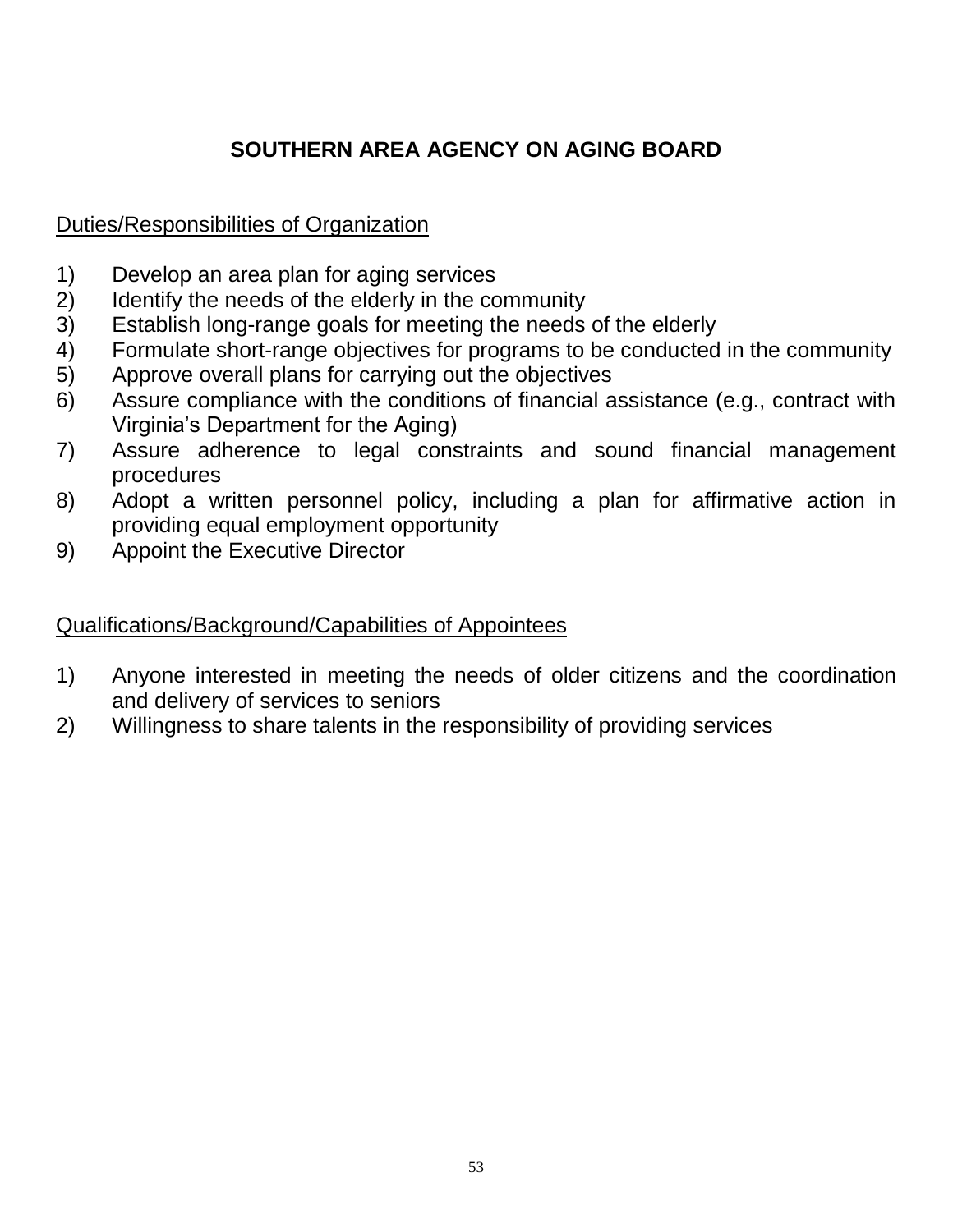# SOUTHERN AREA AGENCY ON AGING BOARD

## Duties/Responsibilities of Organization

1) Develop an area plan for aging services
2) Identify the needs of the elderly in the community
3) Establish long-range goals for meeting the needs of the elderly
4) Formulate short-range objectives for programs to be conducted in the community
5) Approve overall plans for carrying out the objectives
6) Assure compliance with the conditions of financial assistance (e.g., contract with Virginia's Department for the Aging)
7) Assure adherence to legal constraints and sound financial management procedures
8) Adopt a written personnel policy, including a plan for affirmative action in providing equal employment opportunity
9) Appoint the Executive Director

## Qualifications/Background/Capabilities of Appointees

1) Anyone interested in meeting the needs of older citizens and the coordination and delivery of services to seniors
2) Willingness to share talents in the responsibility of providing services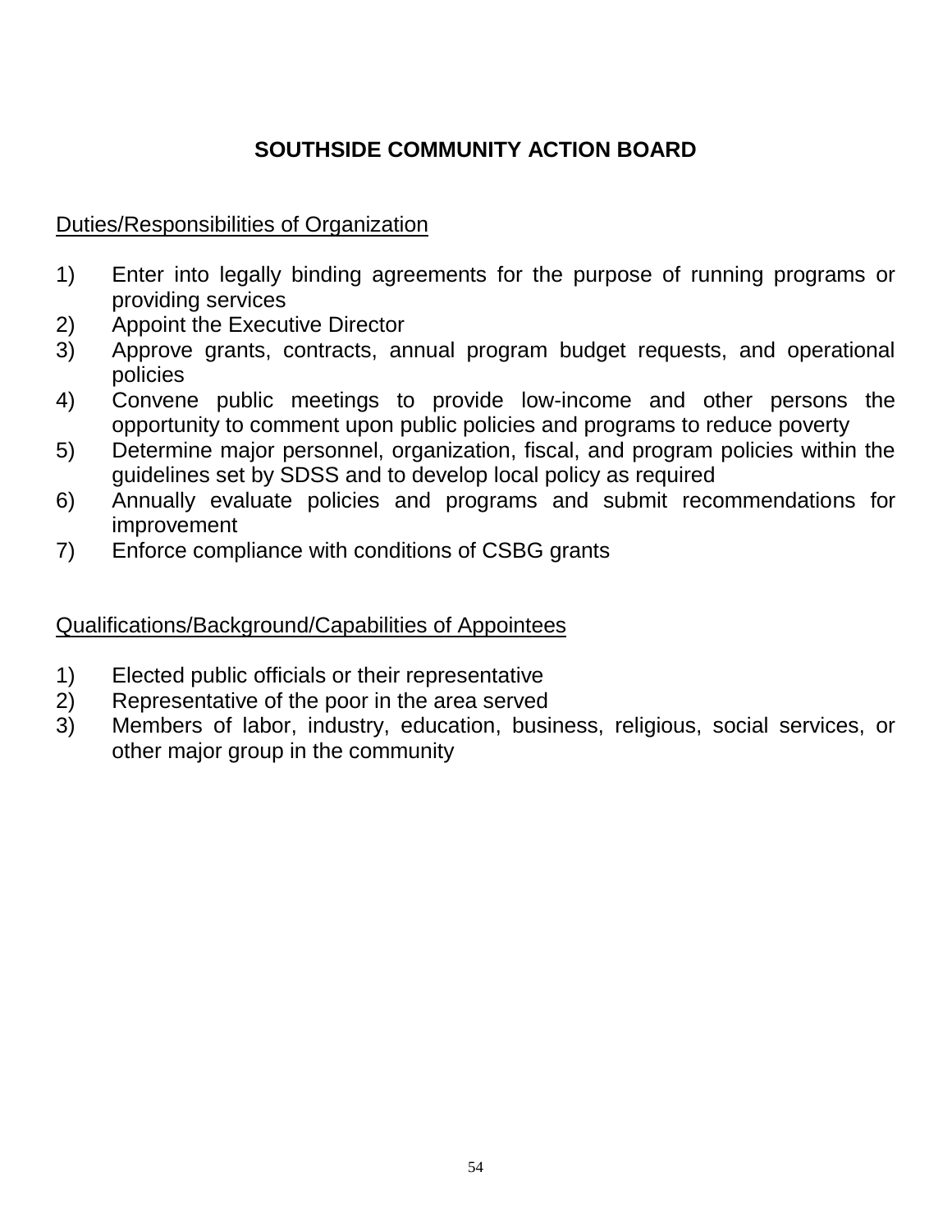# SOUTHSIDE COMMUNITY ACTION BOARD

## Duties/Responsibilities of Organization

1) Enter into legally binding agreements for the purpose of running programs or providing services
2) Appoint the Executive Director
3) Approve grants, contracts, annual program budget requests, and operational policies
4) Convene public meetings to provide low-income and other persons the opportunity to comment upon public policies and programs to reduce poverty
5) Determine major personnel, organization, fiscal, and program policies within the guidelines set by SDSS and to develop local policy as required
6) Annually evaluate policies and programs and submit recommendations for improvement
7) Enforce compliance with conditions of CSBG grants

## Qualifications/Background/Capabilities of Appointees

1) Elected public officials or their representative
2) Representative of the poor in the area served
3) Members of labor, industry, education, business, religious, social services, or other major group in the community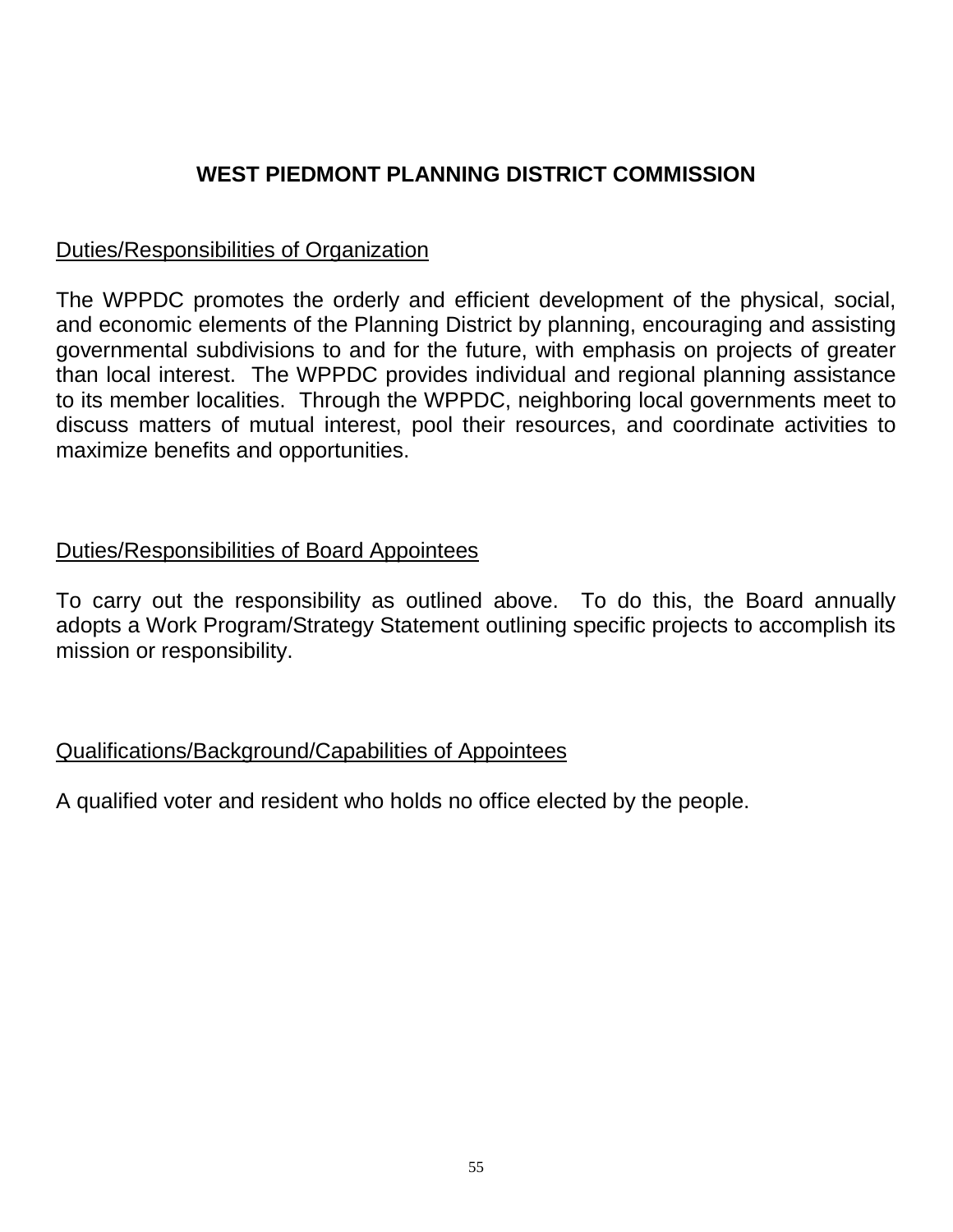# WEST PIEDMONT PLANNING DISTRICT COMMISSION

## Duties/Responsibilities of Organization

The WPPDC promotes the orderly and efficient development of the physical, social, and economic elements of the Planning District by planning, encouraging and assisting governmental subdivisions to and for the future, with emphasis on projects of greater than local interest. The WPPDC provides individual and regional planning assistance to its member localities. Through the WPPDC, neighboring local governments meet to discuss matters of mutual interest, pool their resources, and coordinate activities to maximize benefits and opportunities.

## Duties/Responsibilities of Board Appointees

To carry out the responsibility as outlined above. To do this, the Board annually adopts a Work Program/Strategy Statement outlining specific projects to accomplish its mission or responsibility.

## Qualifications/Background/Capabilities of Appointees

A qualified voter and resident who holds no office elected by the people.